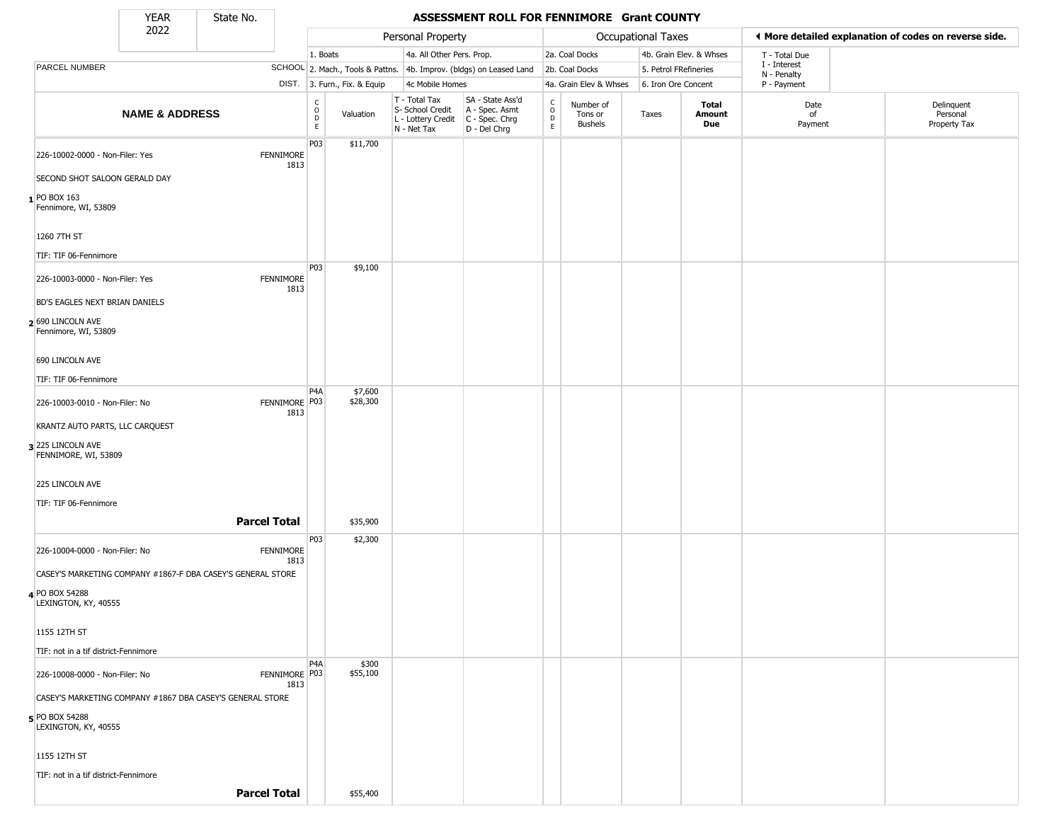| YEAR 2022 | State No. | ASSESSMENT ROLL FOR FENNIMORE Grant COUNTY | | | | | | | | | | | |
|---|---|---|---|---|---|---|---|---|---|---|---|---|---|

| | | Personal Property | | | | Occupational Taxes | | | | ◀ More detailed explanation of codes on reverse side. | |
|---|---|---|---|---|---|---|---|---|---|---|---|
| PARCEL NUMBER | SCHOOL DIST. | 1. Boats<br>2. Mach., Tools & Pattns.<br>3. Furn., Fix. & Equip | | 4a. All Other Pers. Prop.<br>4b. Improv. (bldgs) on Leased Land<br>4c Mobile Homes | | 2a. Coal Docks<br>2b. Coal Docks<br>4a. Grain Elev & Whses | | 4b. Grain Elev. & Whses<br>5. Petrol FRefineries<br>6. Iron Ore Concent | | T - Total Due<br>I - Interest<br>N - Penalty<br>P - Payment | |

| | NAME & ADDRESS | | CODE | Valuation | T - Total Tax<br>S- School Credit<br>L - Lottery Credit<br>N - Net Tax | SA - State Ass'd<br>A - Spec. Asmt<br>C - Spec. Chrg<br>D - Del Chrg | CODE | Number of Tons or Bushels | Taxes | Total Amount Due | Date of Payment | Delinquent Personal Property Tax |
|---|---|---|---|---|---|---|---|---|---|---|---|---|
| 1 | 226-10002-0000 - Non-Filer: Yes<br>SECOND SHOT SALOON GERALD DAY<br>PO BOX 163<br>Fennimore, WI, 53809<br>1260 7TH ST<br>TIF: TIF 06-Fennimore | FENNIMORE 1813 | P03 | $11,700 | | | | | | | | |
| 2 | 226-10003-0000 - Non-Filer: Yes<br>BD'S EAGLES NEXT BRIAN DANIELS<br>690 LINCOLN AVE<br>Fennimore, WI, 53809<br>690 LINCOLN AVE<br>TIF: TIF 06-Fennimore | FENNIMORE 1813 | P03 | $9,100 | | | | | | | | |
| 3 | 226-10003-0010 - Non-Filer: No<br>KRANTZ AUTO PARTS, LLC CARQUEST<br>225 LINCOLN AVE<br>FENNIMORE, WI, 53809<br>225 LINCOLN AVE<br>TIF: TIF 06-Fennimore | FENNIMORE 1813 | P4A<br>P03 | $7,600<br>$28,300 | | | | | | | | |
| | **Parcel Total** | | | $35,900 | | | | | | | | |
| 4 | 226-10004-0000 - Non-Filer: No<br>CASEY'S MARKETING COMPANY #1867-F DBA CASEY'S GENERAL STORE<br>PO BOX 54288<br>LEXINGTON, KY, 40555<br>1155 12TH ST<br>TIF: not in a tif district-Fennimore | FENNIMORE 1813 | P03 | $2,300 | | | | | | | | |
| 5 | 226-10008-0000 - Non-Filer: No<br>CASEY'S MARKETING COMPANY #1867 DBA CASEY'S GENERAL STORE<br>PO BOX 54288<br>LEXINGTON, KY, 40555<br>1155 12TH ST<br>TIF: not in a tif district-Fennimore | FENNIMORE 1813 | P4A<br>P03 | $300<br>$55,100 | | | | | | | | |
| | **Parcel Total** | | | $55,400 | | | | | | | | |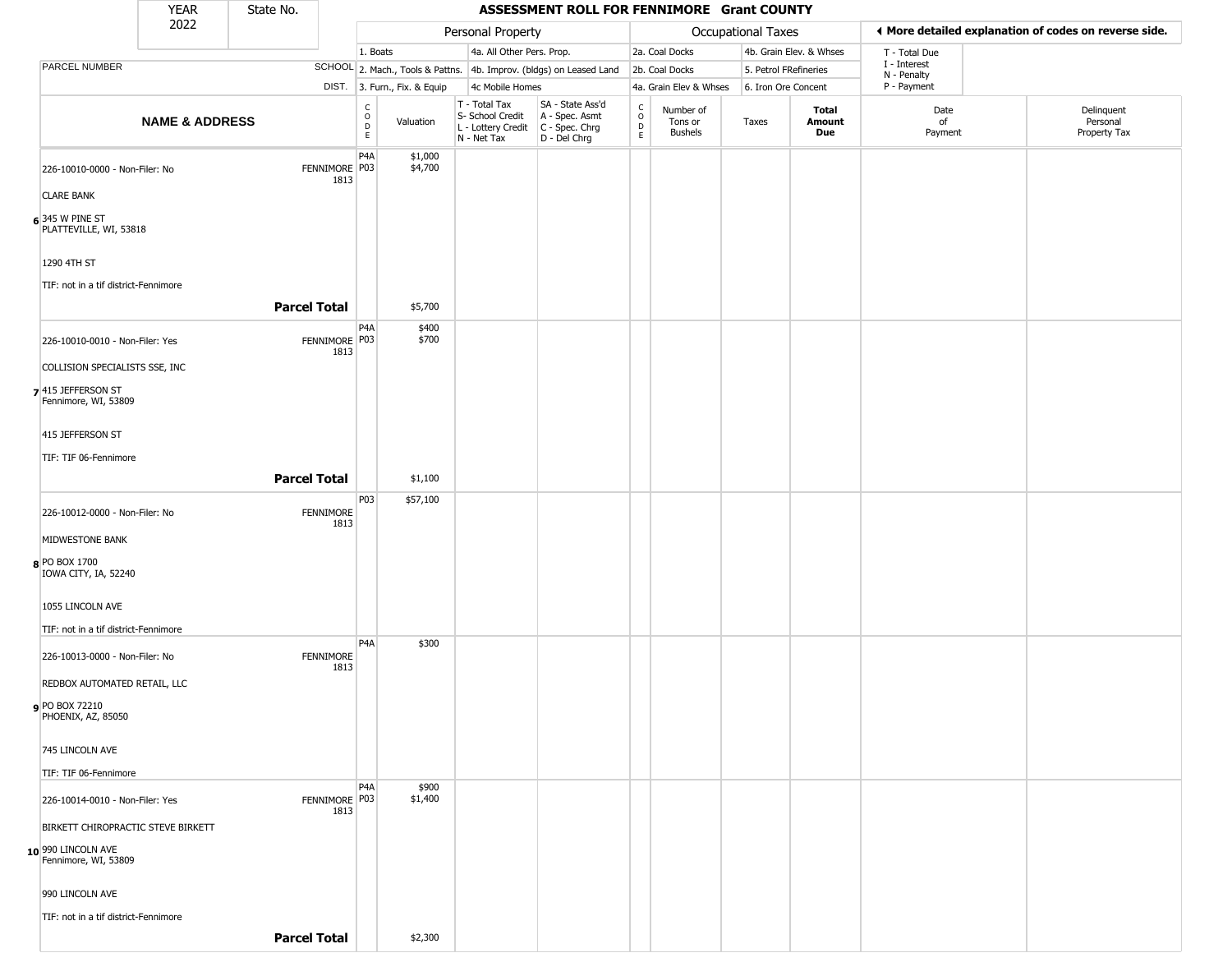| YEAR 2022 | State No. | | ASSESSMENT ROLL FOR FENNIMORE Grant COUNTY | | | | | | | | | |
|---|---|---|---|---|---|---|---|---|---|---|---|---|

| | | | Personal Property | | | | Occupational Taxes | | | | ◀ More detailed explanation of codes on reverse side. | |
|---|---|---|---|---|---|---|---|---|---|---|---|---|
| PARCEL NUMBER | SCHOOL DIST. | | 1. Boats / 2. Mach., Tools & Pattns. / 3. Furn., Fix. & Equip | | 4a. All Other Pers. Prop. / 4b. Improv. (bldgs) on Leased Land / 4c Mobile Homes | | 2a. Coal Docks / 2b. Coal Docks / 4a. Grain Elev & Whses | | 4b. Grain Elev. & Whses / 5. Petrol FRefineries / 6. Iron Ore Concent | | T - Total Due / I - Interest / N - Penalty / P - Payment | |
| NAME & ADDRESS | | CODE | Valuation | T - Total Tax / S- School Credit / L - Lottery Credit / N - Net Tax | SA - State Ass'd / A - Spec. Asmt / C - Spec. Chrg / D - Del Chrg | CODE | Number of Tons or Bushels | Taxes | Total Amount Due | Date of Payment | Delinquent Personal Property Tax |
| 6 226-10010-0000 - Non-Filer: No<br>CLARE BANK<br>345 W PINE ST<br>PLATTEVILLE, WI, 53818<br>1290 4TH ST<br>TIF: not in a tif district-Fennimore | FENNIMORE 1813 | P4A<br>P03 | $1,000<br>$4,700 | | | | | | | | |
| **Parcel Total** | | | $5,700 | | | | | | | | |
| 7 226-10010-0010 - Non-Filer: Yes<br>COLLISION SPECIALISTS SSE, INC<br>415 JEFFERSON ST<br>Fennimore, WI, 53809<br>415 JEFFERSON ST<br>TIF: TIF 06-Fennimore | FENNIMORE 1813 | P4A<br>P03 | $400<br>$700 | | | | | | | | |
| **Parcel Total** | | | $1,100 | | | | | | | | |
| 8 226-10012-0000 - Non-Filer: No<br>MIDWESTONE BANK<br>PO BOX 1700<br>IOWA CITY, IA, 52240<br>1055 LINCOLN AVE<br>TIF: not in a tif district-Fennimore | FENNIMORE 1813 | P03 | $57,100 | | | | | | | | |
| 9 226-10013-0000 - Non-Filer: No<br>REDBOX AUTOMATED RETAIL, LLC<br>PO BOX 72210<br>PHOENIX, AZ, 85050<br>745 LINCOLN AVE<br>TIF: TIF 06-Fennimore | FENNIMORE 1813 | P4A | $300 | | | | | | | | |
| 10 226-10014-0010 - Non-Filer: Yes<br>BIRKETT CHIROPRACTIC STEVE BIRKETT<br>990 LINCOLN AVE<br>Fennimore, WI, 53809<br>990 LINCOLN AVE<br>TIF: not in a tif district-Fennimore | FENNIMORE 1813 | P4A<br>P03 | $900<br>$1,400 | | | | | | | | |
| **Parcel Total** | | | $2,300 | | | | | | | | |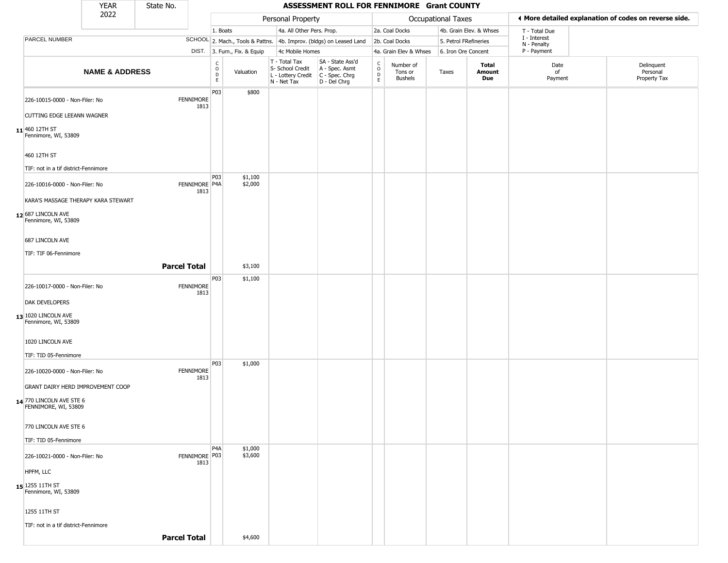# ASSESSMENT ROLL FOR FENNIMORE Grant COUNTY

YEAR 2022 | State No.

| | | Personal Property | | | | Occupational Taxes | | | | More detailed explanation of codes on reverse side. | |
|---|---|---|---|---|---|---|---|---|---|---|---|
| | | 1. Boats | | 4a. All Other Pers. Prop. | | 2a. Coal Docks | | 4b. Grain Elev. & Whses | | T - Total Due | |
| PARCEL NUMBER | SCHOOL | 2. Mach., Tools & Pattns. | | 4b. Improv. (bldgs) on Leased Land | | 2b. Coal Docks | | 5. Petrol FRefineries | | I - Interest N - Penalty | |
| | DIST. | 3. Furn., Fix. & Equip | | 4c Mobile Homes | | 4a. Grain Elev & Whses | | 6. Iron Ore Concent | | P - Payment | |

| | NAME & ADDRESS | SCHOOL DIST. | CODE | Valuation | T - Total Tax S- School Credit L - Lottery Credit N - Net Tax | SA - State Ass'd A - Spec. Asmt C - Spec. Chrg D - Del Chrg | CODE | Number of Tons or Bushels | Taxes | Total Amount Due | Date of Payment | Delinquent Personal Property Tax |
|---|---|---|---|---|---|---|---|---|---|---|---|---|
| 11 | 226-10015-0000 - Non-Filer: No<br>CUTTING EDGE LEEANN WAGNER<br>460 12TH ST<br>Fennimore, WI, 53809<br>460 12TH ST<br>TIF: not in a tif district-Fennimore | FENNIMORE 1813 | P03 | $800 | | | | | | | | |
| 12 | 226-10016-0000 - Non-Filer: No<br>KARA'S MASSAGE THERAPY KARA STEWART<br>687 LINCOLN AVE<br>Fennimore, WI, 53809<br>687 LINCOLN AVE<br>TIF: TIF 06-Fennimore | FENNIMORE 1813 | P03<br>P4A | $1,100<br>$2,000 | | | | | | | | |
| | **Parcel Total** | | | $3,100 | | | | | | | | |
| 13 | 226-10017-0000 - Non-Filer: No<br>DAK DEVELOPERS<br>1020 LINCOLN AVE<br>Fennimore, WI, 53809<br>1020 LINCOLN AVE<br>TIF: TID 05-Fennimore | FENNIMORE 1813 | P03 | $1,100 | | | | | | | | |
| 14 | 226-10020-0000 - Non-Filer: No<br>GRANT DAIRY HERD IMPROVEMENT COOP<br>770 LINCOLN AVE STE 6<br>FENNIMORE, WI, 53809<br>770 LINCOLN AVE STE 6<br>TIF: TID 05-Fennimore | FENNIMORE 1813 | P03 | $1,000 | | | | | | | | |
| 15 | 226-10021-0000 - Non-Filer: No<br>HPFM, LLC<br>1255 11TH ST<br>Fennimore, WI, 53809<br>1255 11TH ST<br>TIF: not in a tif district-Fennimore | FENNIMORE 1813 | P4A<br>P03 | $1,000<br>$3,600 | | | | | | | | |
| | **Parcel Total** | | | $4,600 | | | | | | | | |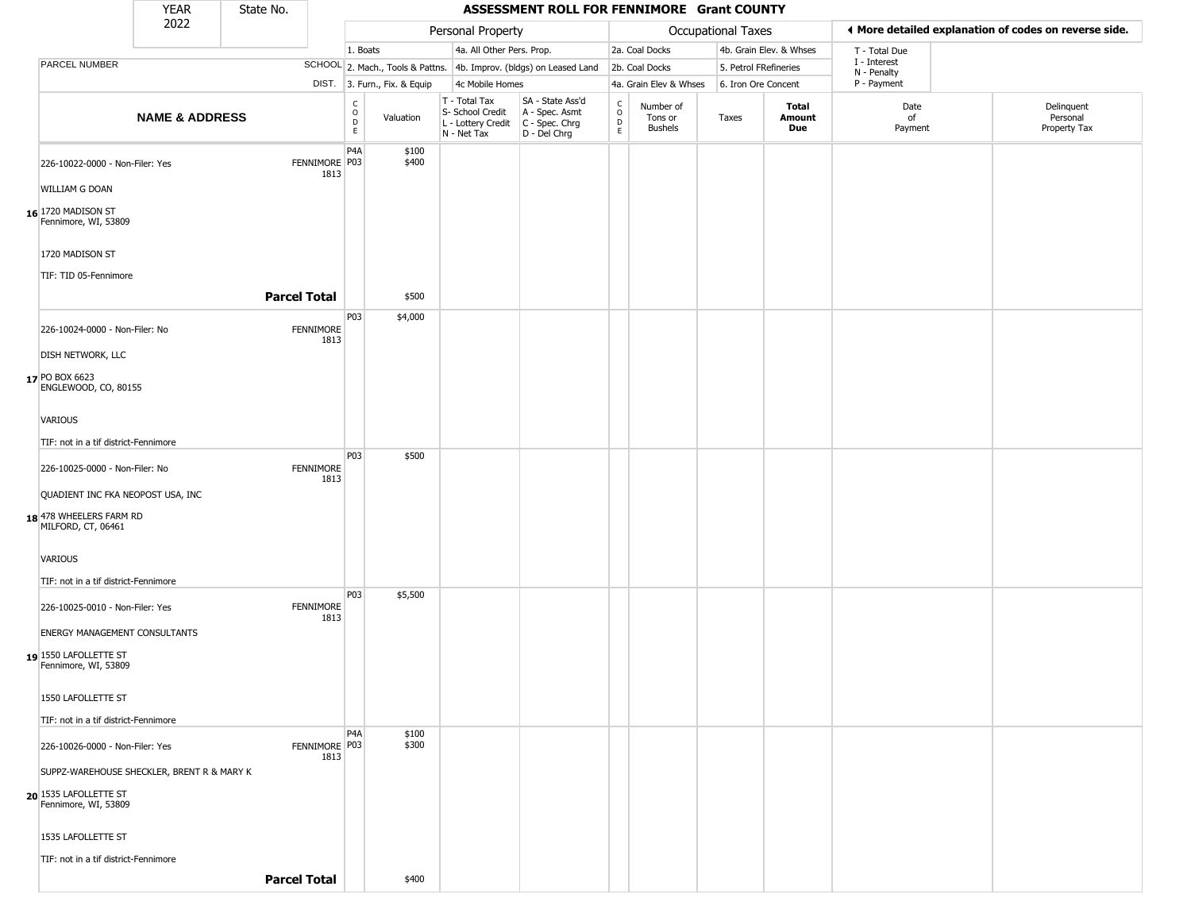# ASSESSMENT ROLL FOR FENNIMORE Grant COUNTY

YEAR 2022 | State No.

| | | Personal Property | | | | Occupational Taxes | | | | ◄ More detailed explanation of codes on reverse side. | |
|---|---|---|---|---|---|---|---|---|---|---|---|
| | | 1. Boats | | 4a. All Other Pers. Prop. | | 2a. Coal Docks | | 4b. Grain Elev. & Whses | | T - Total Due | |
| PARCEL NUMBER | SCHOOL | 2. Mach., Tools & Pattns. | | 4b. Improv. (bldgs) on Leased Land | | 2b. Coal Docks | | 5. Petrol FRefineries | | I - Interest, N - Penalty | |
| | DIST. | 3. Furn., Fix. & Equip | | 4c Mobile Homes | | 4a. Grain Elev & Whses | | 6. Iron Ore Concent | | P - Payment | |
| **NAME & ADDRESS** | | CODE | Valuation | T - Total Tax, S- School Credit, L - Lottery Credit, N - Net Tax | SA - State Ass'd, A - Spec. Asmt, C - Spec. Chrg, D - Del Chrg | CODE | Number of Tons or Bushels | Taxes | **Total Amount Due** | Date of Payment | Delinquent Personal Property Tax |
| 16 226-10022-0000 - Non-Filer: Yes<br>WILLIAM G DOAN<br>1720 MADISON ST<br>Fennimore, WI, 53809<br>1720 MADISON ST<br>TIF: TID 05-Fennimore | FENNIMORE 1813 | P4A<br>P03 | $100<br>$400 | | | | | | | | |
| **Parcel Total** | | | $500 | | | | | | | | |
| 17 226-10024-0000 - Non-Filer: No<br>DISH NETWORK, LLC<br>PO BOX 6623<br>ENGLEWOOD, CO, 80155<br>VARIOUS<br>TIF: not in a tif district-Fennimore | FENNIMORE 1813 | P03 | $4,000 | | | | | | | | |
| 18 226-10025-0000 - Non-Filer: No<br>QUADIENT INC FKA NEOPOST USA, INC<br>478 WHEELERS FARM RD<br>MILFORD, CT, 06461<br>VARIOUS<br>TIF: not in a tif district-Fennimore | FENNIMORE 1813 | P03 | $500 | | | | | | | | |
| 19 226-10025-0010 - Non-Filer: Yes<br>ENERGY MANAGEMENT CONSULTANTS<br>1550 LAFOLLETTE ST<br>Fennimore, WI, 53809<br>1550 LAFOLLETTE ST<br>TIF: not in a tif district-Fennimore | FENNIMORE 1813 | P03 | $5,500 | | | | | | | | |
| 20 226-10026-0000 - Non-Filer: Yes<br>SUPPZ-WAREHOUSE SHECKLER, BRENT R & MARY K<br>1535 LAFOLLETTE ST<br>Fennimore, WI, 53809<br>1535 LAFOLLETTE ST<br>TIF: not in a tif district-Fennimore | FENNIMORE 1813 | P4A<br>P03 | $100<br>$300 | | | | | | | | |
| **Parcel Total** | | | $400 | | | | | | | | |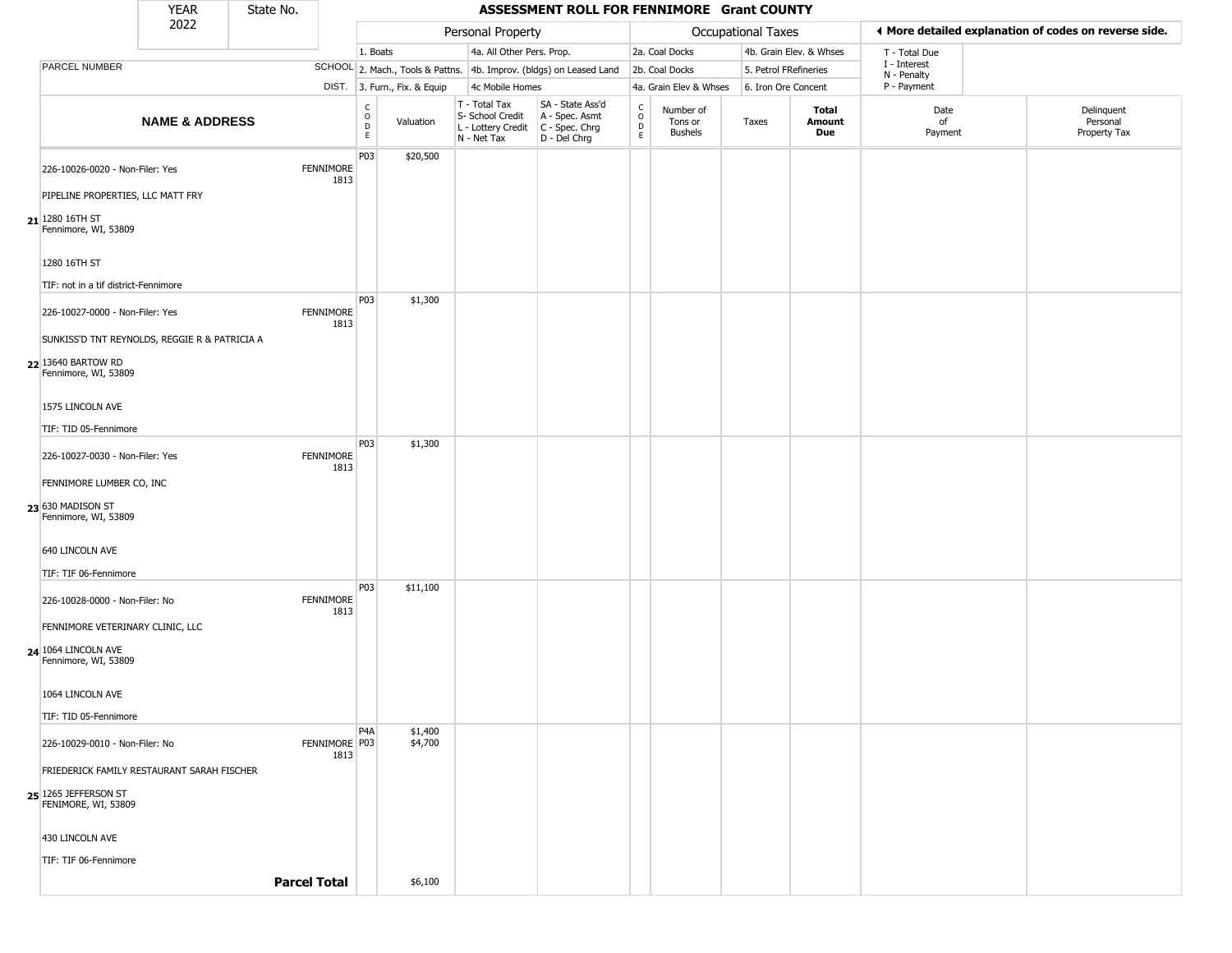| YEAR 2022 | State No. | ASSESSMENT ROLL FOR FENNIMORE Grant COUNTY |
|---|---|---|

| | | Personal Property | | | | Occupational Taxes | | | | ◄ More detailed explanation of codes on reverse side. | |
|---|---|---|---|---|---|---|---|---|---|---|---|
| | | 1. Boats | | 4a. All Other Pers. Prop. | | 2a. Coal Docks | | 4b. Grain Elev. & Whses | | T - Total Due | |
| PARCEL NUMBER | SCHOOL | 2. Mach., Tools & Pattns. | | 4b. Improv. (bldgs) on Leased Land | | 2b. Coal Docks | | 5. Petrol FRefineries | | I - Interest<br>N - Penalty | |
| | DIST. | 3. Furn., Fix. & Equip | | 4c Mobile Homes | | 4a. Grain Elev & Whses | | 6. Iron Ore Concent | | P - Payment | |
| **NAME & ADDRESS** | | CODE | Valuation | T - Total Tax<br>S- School Credit<br>L - Lottery Credit<br>N - Net Tax | SA - State Ass'd<br>A - Spec. Asmt<br>C - Spec. Chrg<br>D - Del Chrg | CODE | Number of Tons or Bushels | Taxes | **Total Amount Due** | Date of Payment | Delinquent Personal Property Tax |
| **21** 226-10026-0020 - Non-Filer: Yes<br>PIPELINE PROPERTIES, LLC MATT FRY<br>1280 16TH ST<br>Fennimore, WI, 53809<br>1280 16TH ST<br>TIF: not in a tif district-Fennimore | FENNIMORE 1813 | P03 | $20,500 | | | | | | | | |
| **22** 226-10027-0000 - Non-Filer: Yes<br>SUNKISS'D TNT REYNOLDS, REGGIE R & PATRICIA A<br>13640 BARTOW RD<br>Fennimore, WI, 53809<br>1575 LINCOLN AVE<br>TIF: TID 05-Fennimore | FENNIMORE 1813 | P03 | $1,300 | | | | | | | | |
| **23** 226-10027-0030 - Non-Filer: Yes<br>FENNIMORE LUMBER CO, INC<br>630 MADISON ST<br>Fennimore, WI, 53809<br>640 LINCOLN AVE<br>TIF: TIF 06-Fennimore | FENNIMORE 1813 | P03 | $1,300 | | | | | | | | |
| **24** 226-10028-0000 - Non-Filer: No<br>FENNIMORE VETERINARY CLINIC, LLC<br>1064 LINCOLN AVE<br>Fennimore, WI, 53809<br>1064 LINCOLN AVE<br>TIF: TID 05-Fennimore | FENNIMORE 1813 | P03 | $11,100 | | | | | | | | |
| **25** 226-10029-0010 - Non-Filer: No<br>FRIEDERICK FAMILY RESTAURANT SARAH FISCHER<br>1265 JEFFERSON ST<br>FENIMORE, WI, 53809<br>430 LINCOLN AVE<br>TIF: TIF 06-Fennimore | FENNIMORE 1813 | P4A<br>P03 | $1,400<br>$4,700 | | | | | | | | |
| | **Parcel Total** | | $6,100 | | | | | | | | |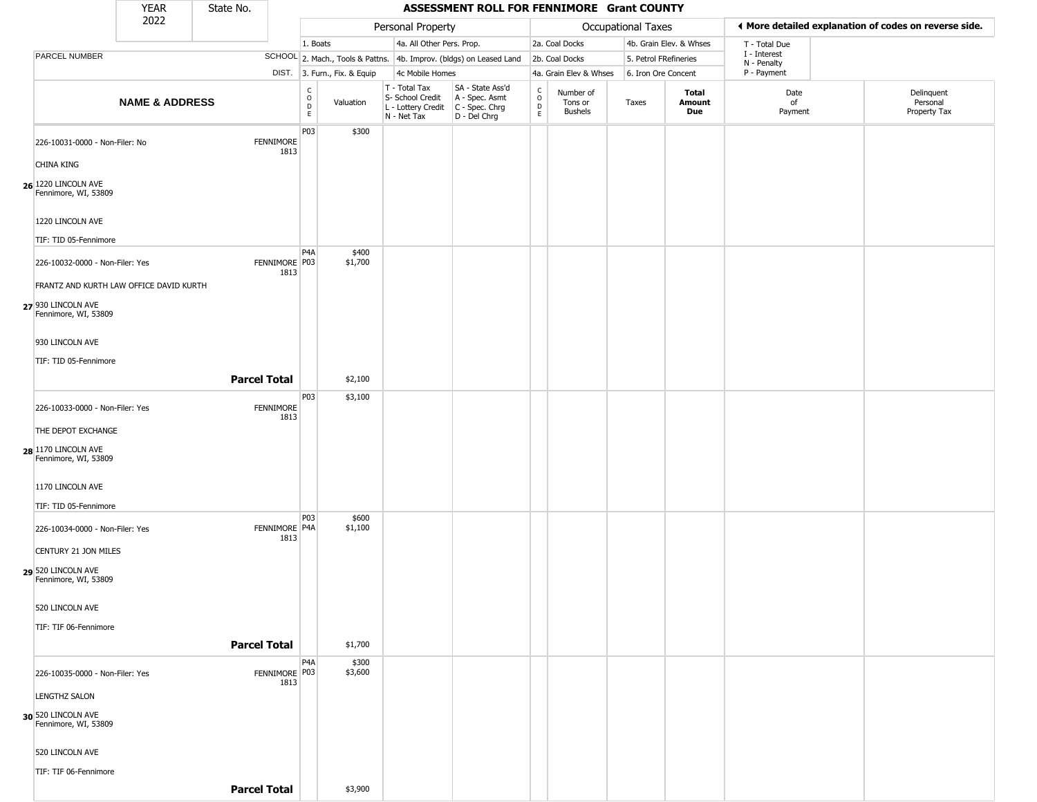| YEAR 2022 | State No. | ASSESSMENT ROLL FOR FENNIMORE Grant COUNTY |
|---|---|---|

| | | Personal Property | | | | Occupational Taxes | | | | ◀ More detailed explanation of codes on reverse side. | |
|---|---|---|---|---|---|---|---|---|---|---|---|
| | | 1. Boats | | 4a. All Other Pers. Prop. | | 2a. Coal Docks | | 4b. Grain Elev. & Whses | | T - Total Due | |
| PARCEL NUMBER | SCHOOL | 2. Mach., Tools & Pattns. | | 4b. Improv. (bldgs) on Leased Land | | 2b. Coal Docks | | 5. Petrol FRefineries | | I - Interest<br>N - Penalty | |
| | DIST. | 3. Furn., Fix. & Equip | | 4c Mobile Homes | | 4a. Grain Elev & Whses | | 6. Iron Ore Concent | | P - Payment | |
| **NAME & ADDRESS** | | CODE | Valuation | T - Total Tax<br>S- School Credit<br>L - Lottery Credit<br>N - Net Tax | SA - State Ass'd<br>A - Spec. Asmt<br>C - Spec. Chrg<br>D - Del Chrg | CODE | Number of Tons or Bushels | Taxes | **Total Amount Due** | Date of Payment | Delinquent Personal Property Tax |
| 26 226-10031-0000 - Non-Filer: No<br>CHINA KING<br>1220 LINCOLN AVE<br>Fennimore, WI, 53809<br>1220 LINCOLN AVE<br>TIF: TID 05-Fennimore | FENNIMORE 1813 | P03 | $300 | | | | | | | | |
| 27 226-10032-0000 - Non-Filer: Yes<br>FRANTZ AND KURTH LAW OFFICE DAVID KURTH<br>930 LINCOLN AVE<br>Fennimore, WI, 53809<br>930 LINCOLN AVE<br>TIF: TID 05-Fennimore | FENNIMORE 1813 | P4A<br>P03 | $400<br>$1,700 | | | | | | | | |
| | **Parcel Total** | | $2,100 | | | | | | | | |
| 28 226-10033-0000 - Non-Filer: Yes<br>THE DEPOT EXCHANGE<br>1170 LINCOLN AVE<br>Fennimore, WI, 53809<br>1170 LINCOLN AVE<br>TIF: TID 05-Fennimore | FENNIMORE 1813 | P03 | $3,100 | | | | | | | | |
| 29 226-10034-0000 - Non-Filer: Yes<br>CENTURY 21 JON MILES<br>520 LINCOLN AVE<br>Fennimore, WI, 53809<br>520 LINCOLN AVE<br>TIF: TIF 06-Fennimore | FENNIMORE 1813 | P03<br>P4A | $600<br>$1,100 | | | | | | | | |
| | **Parcel Total** | | $1,700 | | | | | | | | |
| 30 226-10035-0000 - Non-Filer: Yes<br>LENGTHZ SALON<br>520 LINCOLN AVE<br>Fennimore, WI, 53809<br>520 LINCOLN AVE<br>TIF: TIF 06-Fennimore | FENNIMORE 1813 | P4A<br>P03 | $300<br>$3,600 | | | | | | | | |
| | **Parcel Total** | | $3,900 | | | | | | | | |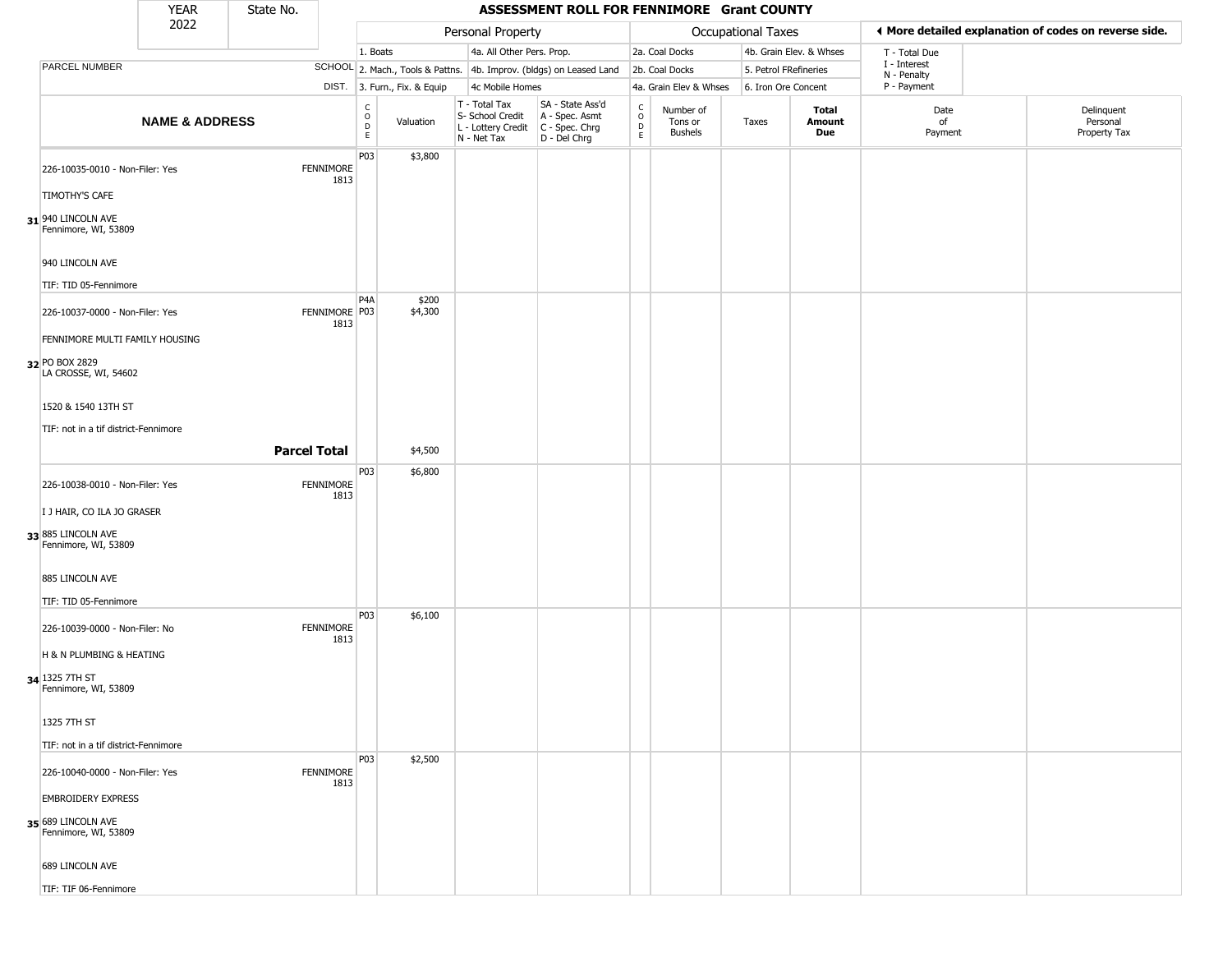| YEAR | State No. | ASSESSMENT ROLL FOR FENNIMORE Grant COUNTY |
|---|---|---|
| 2022 | | |

| | | Personal Property | | | | Occupational Taxes | | | | ◀ More detailed explanation of codes on reverse side. | |
|---|---|---|---|---|---|---|---|---|---|---|---|
| | | 1. Boats | | 4a. All Other Pers. Prop. | | 2a. Coal Docks | | 4b. Grain Elev. & Whses | | T - Total Due | |
| PARCEL NUMBER | SCHOOL | 2. Mach., Tools & Pattns. | | 4b. Improv. (bldgs) on Leased Land | | 2b. Coal Docks | | 5. Petrol FRefineries | | I - Interest<br>N - Penalty | |
| | DIST. | 3. Furn., Fix. & Equip | | 4c Mobile Homes | | 4a. Grain Elev & Whses | | 6. Iron Ore Concent | | P - Payment | |
| **NAME & ADDRESS** | | CODE | Valuation | T - Total Tax<br>S- School Credit<br>L - Lottery Credit<br>N - Net Tax | SA - State Ass'd<br>A - Spec. Asmt<br>C - Spec. Chrg<br>D - Del Chrg | CODE | Number of Tons or Bushels | Taxes | **Total Amount Due** | Date of Payment | Delinquent Personal Property Tax |
| **31** 226-10035-0010 - Non-Filer: Yes<br>TIMOTHY'S CAFE<br>940 LINCOLN AVE<br>Fennimore, WI, 53809<br>940 LINCOLN AVE<br>TIF: TID 05-Fennimore | FENNIMORE 1813 | P03 | $3,800 | | | | | | | | |
| **32** 226-10037-0000 - Non-Filer: Yes<br>FENNIMORE MULTI FAMILY HOUSING<br>PO BOX 2829<br>LA CROSSE, WI, 54602<br>1520 & 1540 13TH ST<br>TIF: not in a tif district-Fennimore | FENNIMORE 1813 | P4A<br>P03 | $200<br>$4,300 | | | | | | | | |
| | **Parcel Total** | | $4,500 | | | | | | | | |
| **33** 226-10038-0010 - Non-Filer: Yes<br>I J HAIR, CO ILA JO GRASER<br>885 LINCOLN AVE<br>Fennimore, WI, 53809<br>885 LINCOLN AVE<br>TIF: TID 05-Fennimore | FENNIMORE 1813 | P03 | $6,800 | | | | | | | | |
| **34** 226-10039-0000 - Non-Filer: No<br>H & N PLUMBING & HEATING<br>1325 7TH ST<br>Fennimore, WI, 53809<br>1325 7TH ST<br>TIF: not in a tif district-Fennimore | FENNIMORE 1813 | P03 | $6,100 | | | | | | | | |
| **35** 226-10040-0000 - Non-Filer: Yes<br>EMBROIDERY EXPRESS<br>689 LINCOLN AVE<br>Fennimore, WI, 53809<br>689 LINCOLN AVE<br>TIF: TIF 06-Fennimore | FENNIMORE 1813 | P03 | $2,500 | | | | | | | | |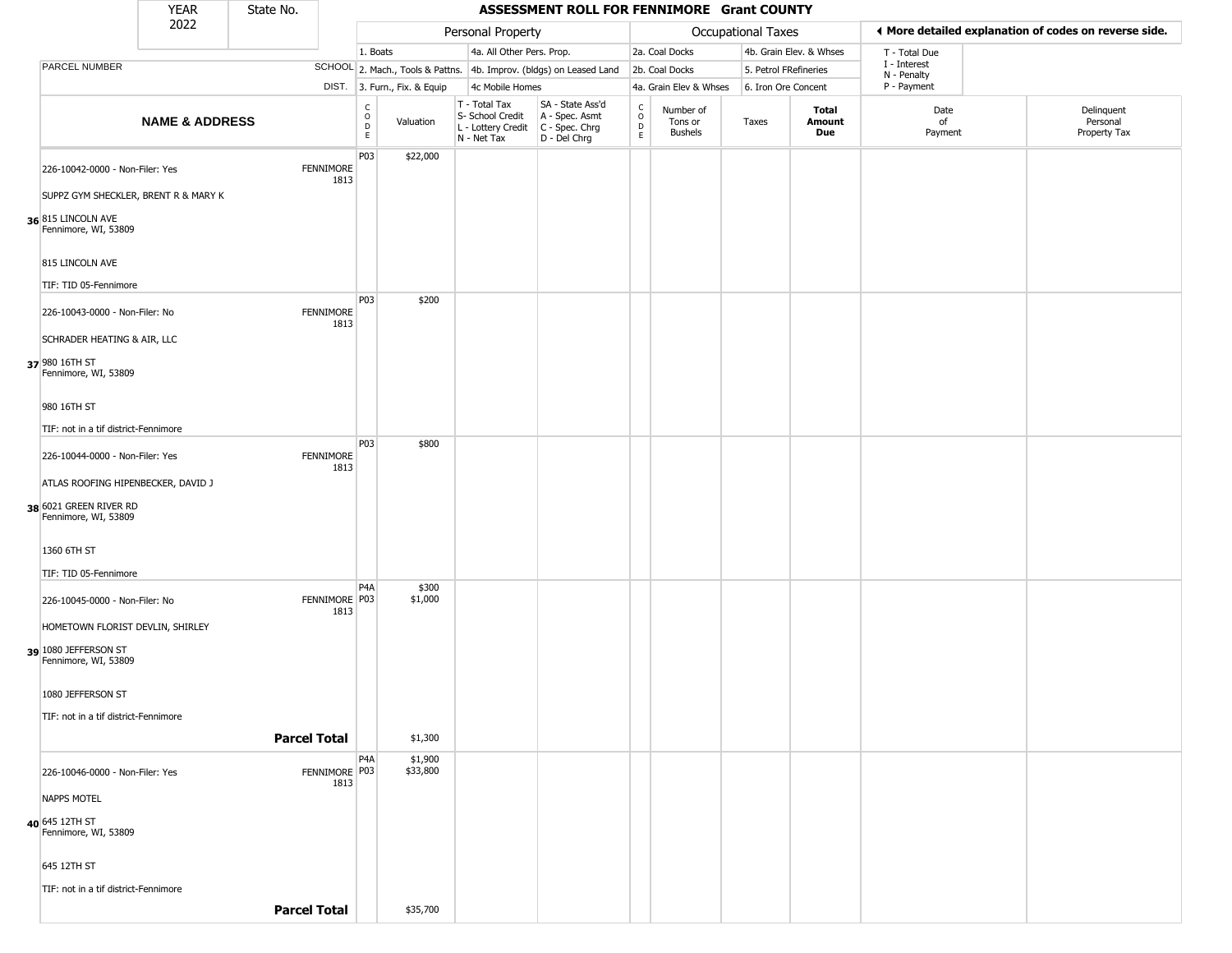# ASSESSMENT ROLL FOR FENNIMORE Grant COUNTY

| YEAR | State No. |
|---|---|
| 2022 | |

| Personal Property | | Occupational Taxes | | ◄ More detailed explanation of codes on reverse side. |
|---|---|---|---|---|
| 1. Boats | 4a. All Other Pers. Prop. | 2a. Coal Docks | 4b. Grain Elev. & Whses | T - Total Due |
| 2. Mach., Tools & Pattns. | 4b. Improv. (bldgs) on Leased Land | 2b. Coal Docks | 5. Petrol FRefineries | I - Interest<br>N - Penalty |
| 3. Furn., Fix. & Equip | 4c Mobile Homes | 4a. Grain Elev & Whses | 6. Iron Ore Concent | P - Payment |

| | NAME & ADDRESS | SCHOOL DIST. | CODE | Valuation | T - Total Tax<br>S- School Credit<br>L - Lottery Credit<br>N - Net Tax | SA - State Ass'd<br>A - Spec. Asmt<br>C - Spec. Chrg<br>D - Del Chrg | CODE | Number of Tons or Bushels | Taxes | Total Amount Due | Date of Payment | Delinquent Personal Property Tax |
|---|---|---|---|---|---|---|---|---|---|---|---|---|
| 36 | 226-10042-0000 - Non-Filer: Yes<br>SUPPZ GYM SHECKLER, BRENT R & MARY K<br>815 LINCOLN AVE<br>Fennimore, WI, 53809<br>815 LINCOLN AVE<br>TIF: TID 05-Fennimore | FENNIMORE 1813 | P03 | $22,000 | | | | | | | | |
| 37 | 226-10043-0000 - Non-Filer: No<br>SCHRADER HEATING & AIR, LLC<br>980 16TH ST<br>Fennimore, WI, 53809<br>980 16TH ST<br>TIF: not in a tif district-Fennimore | FENNIMORE 1813 | P03 | $200 | | | | | | | | |
| 38 | 226-10044-0000 - Non-Filer: Yes<br>ATLAS ROOFING HIPENBECKER, DAVID J<br>6021 GREEN RIVER RD<br>Fennimore, WI, 53809<br>1360 6TH ST<br>TIF: TID 05-Fennimore | FENNIMORE 1813 | P03 | $800 | | | | | | | | |
| 39 | 226-10045-0000 - Non-Filer: No<br>HOMETOWN FLORIST DEVLIN, SHIRLEY<br>1080 JEFFERSON ST<br>Fennimore, WI, 53809<br>1080 JEFFERSON ST<br>TIF: not in a tif district-Fennimore | FENNIMORE 1813 | P4A<br>P03 | $300<br>$1,000 | | | | | | | | |
| | **Parcel Total** | | | $1,300 | | | | | | | | |
| 40 | 226-10046-0000 - Non-Filer: Yes<br>NAPPS MOTEL<br>645 12TH ST<br>Fennimore, WI, 53809<br>645 12TH ST<br>TIF: not in a tif district-Fennimore | FENNIMORE 1813 | P4A<br>P03 | $1,900<br>$33,800 | | | | | | | | |
| | **Parcel Total** | | | $35,700 | | | | | | | | |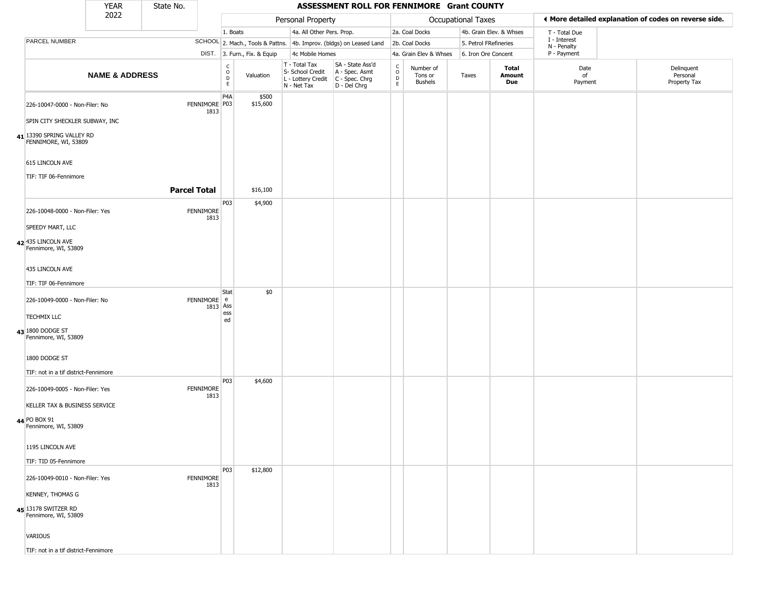| YEAR | State No. | ASSESSMENT ROLL FOR FENNIMORE Grant COUNTY |
|---|---|---|
| 2022 | | |

| PARCEL NUMBER | SCHOOL DIST. | Personal Property: 1. Boats; 2. Mach., Tools & Pattns.; 3. Furn., Fix. & Equip; 4a. All Other Pers. Prop.; 4b. Improv. (bldgs) on Leased Land; 4c Mobile Homes | | | | Occupational Taxes: 2a. Coal Docks; 2b. Coal Docks; 4a. Grain Elev & Whses; 4b. Grain Elev. & Whses; 5. Petrol FRefineries; 6. Iron Ore Concent | | | | T - Total Due; I - Interest; N - Penalty; P - Payment | |
|---|---|---|---|---|---|---|---|---|---|---|---|
| **NAME & ADDRESS** | | CODE | Valuation | T - Total Tax; S- School Credit; L - Lottery Credit; N - Net Tax | SA - State Ass'd; A - Spec. Asmt; C - Spec. Chrg; D - Del Chrg | CODE | Number of Tons or Bushels | Taxes | **Total Amount Due** | Date of Payment | Delinquent Personal Property Tax |
| 41 226-10047-0000 - Non-Filer: No<br>SPIN CITY SHECKLER SUBWAY, INC<br>13390 SPRING VALLEY RD<br>FENNIMORE, WI, 53809<br>615 LINCOLN AVE<br>TIF: TIF 06-Fennimore | FENNIMORE 1813 | P4A<br>P03 | $500<br>$15,600 | | | | | | | | |
| **Parcel Total** | | | $16,100 | | | | | | | | |
| 42 226-10048-0000 - Non-Filer: Yes<br>SPEEDY MART, LLC<br>435 LINCOLN AVE<br>Fennimore, WI, 53809<br>435 LINCOLN AVE<br>TIF: TIF 06-Fennimore | FENNIMORE 1813 | P03 | $4,900 | | | | | | | | |
| 43 226-10049-0000 - Non-Filer: No<br>TECHMIX LLC<br>1800 DODGE ST<br>Fennimore, WI, 53809<br>1800 DODGE ST<br>TIF: not in a tif district-Fennimore | FENNIMORE 1813 | State Assessed | $0 | | | | | | | | |
| 44 226-10049-0005 - Non-Filer: Yes<br>KELLER TAX & BUSINESS SERVICE<br>PO BOX 91<br>Fennimore, WI, 53809<br>1195 LINCOLN AVE<br>TIF: TID 05-Fennimore | FENNIMORE 1813 | P03 | $4,600 | | | | | | | | |
| 45 226-10049-0010 - Non-Filer: Yes<br>KENNEY, THOMAS G<br>13178 SWITZER RD<br>Fennimore, WI, 53809<br>VARIOUS<br>TIF: not in a tif district-Fennimore | FENNIMORE 1813 | P03 | $12,800 | | | | | | | | |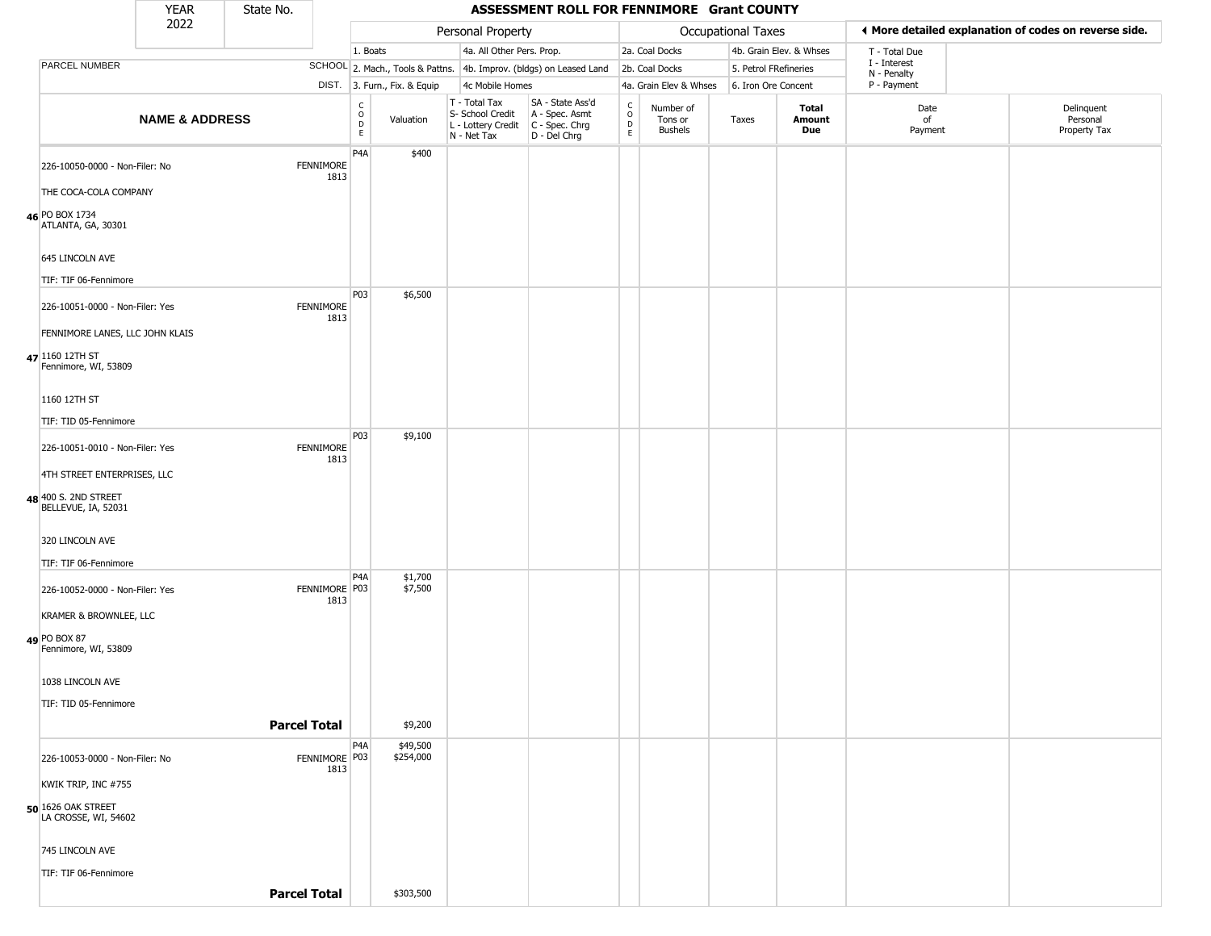| YEAR 2022 | State No. | ASSESSMENT ROLL FOR FENNIMORE Grant COUNTY | | | | | | | | | | |
|---|---|---|---|---|---|---|---|---|---|---|---|---|

| | | Personal Property | | | | Occupational Taxes | | | | ◀ More detailed explanation of codes on reverse side. | | |
|---|---|---|---|---|---|---|---|---|---|---|---|---|
| PARCEL NUMBER | SCHOOL DIST. | 1. Boats<br>2. Mach., Tools & Pattns.<br>3. Furn., Fix. & Equip | | 4a. All Other Pers. Prop.<br>4b. Improv. (bldgs) on Leased Land<br>4c Mobile Homes | | 2a. Coal Docks<br>2b. Coal Docks<br>4a. Grain Elev & Whses | | 4b. Grain Elev. & Whses<br>5. Petrol FRefineries<br>6. Iron Ore Concent | | T - Total Due<br>I - Interest<br>N - Penalty<br>P - Payment | | |
| **NAME & ADDRESS** | | CODE | Valuation | T - Total Tax<br>S- School Credit<br>L - Lottery Credit<br>N - Net Tax | SA - State Ass'd<br>A - Spec. Asmt<br>C - Spec. Chrg<br>D - Del Chrg | CODE | Number of Tons or Bushels | Taxes | **Total Amount Due** | Date of Payment | Delinquent Personal Property Tax | |
| 46 226-10050-0000 - Non-Filer: No<br>THE COCA-COLA COMPANY<br>PO BOX 1734<br>ATLANTA, GA, 30301<br>645 LINCOLN AVE<br>TIF: TIF 06-Fennimore | FENNIMORE 1813 | P4A | $400 | | | | | | | | | |
| 47 226-10051-0000 - Non-Filer: Yes<br>FENNIMORE LANES, LLC JOHN KLAIS<br>1160 12TH ST<br>Fennimore, WI, 53809<br>1160 12TH ST<br>TIF: TID 05-Fennimore | FENNIMORE 1813 | P03 | $6,500 | | | | | | | | | |
| 48 226-10051-0010 - Non-Filer: Yes<br>4TH STREET ENTERPRISES, LLC<br>400 S. 2ND STREET<br>BELLEVUE, IA, 52031<br>320 LINCOLN AVE<br>TIF: TIF 06-Fennimore | FENNIMORE 1813 | P03 | $9,100 | | | | | | | | | |
| 49 226-10052-0000 - Non-Filer: Yes<br>KRAMER & BROWNLEE, LLC<br>PO BOX 87<br>Fennimore, WI, 53809<br>1038 LINCOLN AVE<br>TIF: TID 05-Fennimore | FENNIMORE 1813 | P4A<br>P03 | $1,700<br>$7,500 | | | | | | | | | |
| **Parcel Total** | | | $9,200 | | | | | | | | | |
| 50 226-10053-0000 - Non-Filer: No<br>KWIK TRIP, INC #755<br>1626 OAK STREET<br>LA CROSSE, WI, 54602<br>745 LINCOLN AVE<br>TIF: TIF 06-Fennimore | FENNIMORE 1813 | P4A<br>P03 | $49,500<br>$254,000 | | | | | | | | | |
| **Parcel Total** | | | $303,500 | | | | | | | | | |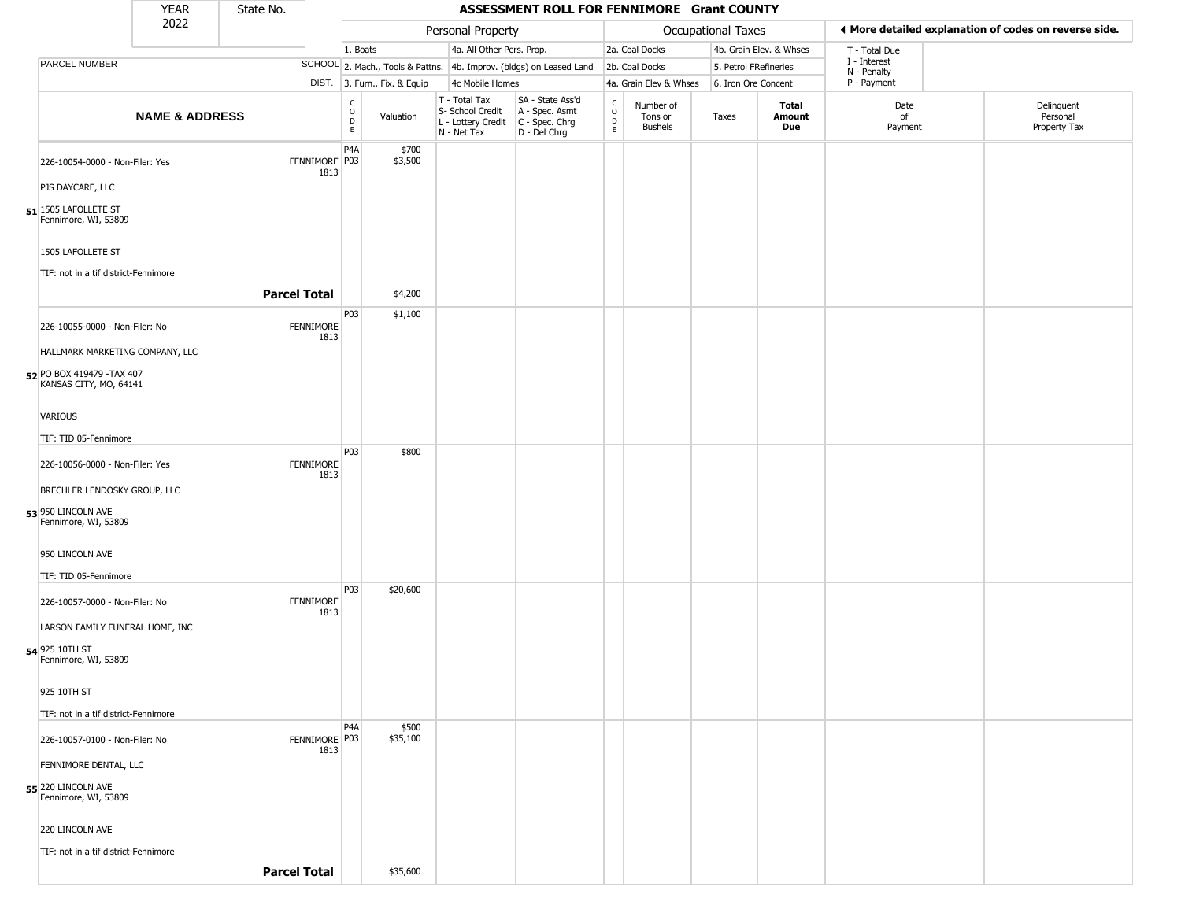| YEAR 2022 | State No. | ASSESSMENT ROLL FOR FENNIMORE Grant COUNTY |
|---|---|---|

| | | Personal Property | | | | Occupational Taxes | | | | ◄ More detailed explanation of codes on reverse side. | |
|---|---|---|---|---|---|---|---|---|---|---|---|
| | | 1. Boats | | 4a. All Other Pers. Prop. | | 2a. Coal Docks | | 4b. Grain Elev. & Whses | | T - Total Due<br>I - Interest<br>N - Penalty<br>P - Payment | |
| PARCEL NUMBER | SCHOOL | 2. Mach., Tools & Pattns. | | 4b. Improv. (bldgs) on Leased Land | | 2b. Coal Docks | | 5. Petrol FRefineries | | | |
| | DIST. | 3. Furn., Fix. & Equip | | 4c Mobile Homes | | 4a. Grain Elev & Whses | | 6. Iron Ore Concent | | | |
| **NAME & ADDRESS** | | CODE | Valuation | T - Total Tax<br>S- School Credit<br>L - Lottery Credit<br>N - Net Tax | SA - State Ass'd<br>A - Spec. Asmt<br>C - Spec. Chrg<br>D - Del Chrg | CODE | Number of Tons or Bushels | Taxes | **Total Amount Due** | Date of Payment | Delinquent Personal Property Tax |
| 226-10054-0000 - Non-Filer: Yes<br>PJS DAYCARE, LLC<br>**51** 1505 LAFOLLETE ST<br>Fennimore, WI, 53809<br>1505 LAFOLLETE ST<br>TIF: not in a tif district-Fennimore | FENNIMORE 1813 | P4A<br>P03 | $700<br>$3,500 | | | | | | | | |
| | **Parcel Total** | | $4,200 | | | | | | | | |
| 226-10055-0000 - Non-Filer: No<br>HALLMARK MARKETING COMPANY, LLC<br>**52** PO BOX 419479 -TAX 407<br>KANSAS CITY, MO, 64141<br>VARIOUS<br>TIF: TID 05-Fennimore | FENNIMORE 1813 | P03 | $1,100 | | | | | | | | |
| 226-10056-0000 - Non-Filer: Yes<br>BRECHLER LENDOSKY GROUP, LLC<br>**53** 950 LINCOLN AVE<br>Fennimore, WI, 53809<br>950 LINCOLN AVE<br>TIF: TID 05-Fennimore | FENNIMORE 1813 | P03 | $800 | | | | | | | | |
| 226-10057-0000 - Non-Filer: No<br>LARSON FAMILY FUNERAL HOME, INC<br>**54** 925 10TH ST<br>Fennimore, WI, 53809<br>925 10TH ST<br>TIF: not in a tif district-Fennimore | FENNIMORE 1813 | P03 | $20,600 | | | | | | | | |
| 226-10057-0100 - Non-Filer: No<br>FENNIMORE DENTAL, LLC<br>**55** 220 LINCOLN AVE<br>Fennimore, WI, 53809<br>220 LINCOLN AVE<br>TIF: not in a tif district-Fennimore | FENNIMORE 1813 | P4A<br>P03 | $500<br>$35,100 | | | | | | | | |
| | **Parcel Total** | | $35,600 | | | | | | | | |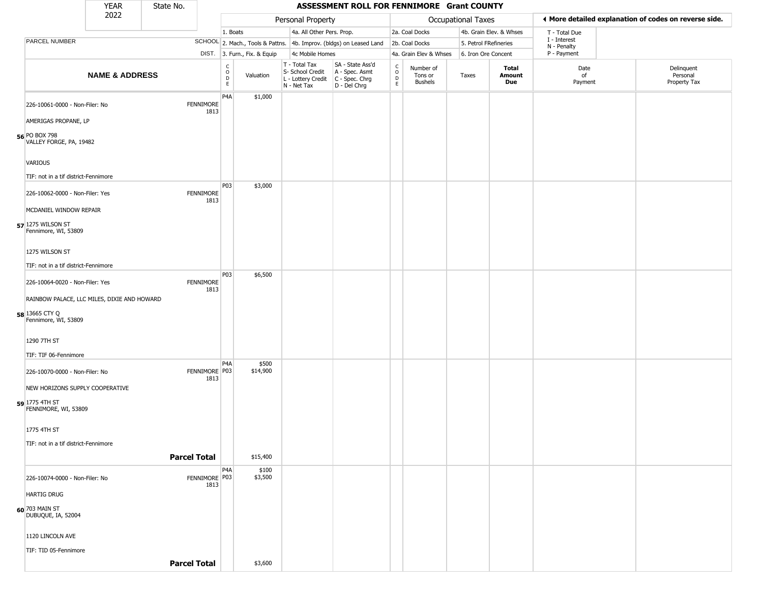| YEAR 2022 | State No. | ASSESSMENT ROLL FOR FENNIMORE Grant COUNTY | | | | | | | | | |
|---|---|---|---|---|---|---|---|---|---|---|---|

| | | Personal Property | | | | Occupational Taxes | | | | ◄ More detailed explanation of codes on reverse side. | |
|---|---|---|---|---|---|---|---|---|---|---|---|
| PARCEL NUMBER | SCHOOL DIST. | 1. Boats<br>2. Mach., Tools & Pattns.<br>3. Furn., Fix. & Equip | | 4a. All Other Pers. Prop.<br>4b. Improv. (bldgs) on Leased Land<br>4c Mobile Homes | | 2a. Coal Docks<br>2b. Coal Docks<br>4a. Grain Elev & Whses | | 4b. Grain Elev. & Whses<br>5. Petrol FRefineries<br>6. Iron Ore Concent | | T - Total Due<br>I - Interest<br>N - Penalty<br>P - Payment | |
| **NAME & ADDRESS** | | CODE | Valuation | T - Total Tax<br>S- School Credit<br>L - Lottery Credit<br>N - Net Tax | SA - State Ass'd<br>A - Spec. Asmt<br>C - Spec. Chrg<br>D - Del Chrg | CODE | Number of Tons or Bushels | Taxes | **Total Amount Due** | Date of Payment | Delinquent Personal Property Tax |
| 56 226-10061-0000 - Non-Filer: No<br>AMERIGAS PROPANE, LP<br>PO BOX 798<br>VALLEY FORGE, PA, 19482<br>VARIOUS<br>TIF: not in a tif district-Fennimore | FENNIMORE 1813 | P4A | $1,000 | | | | | | | | |
| 57 226-10062-0000 - Non-Filer: Yes<br>MCDANIEL WINDOW REPAIR<br>1275 WILSON ST<br>Fennimore, WI, 53809<br>1275 WILSON ST<br>TIF: not in a tif district-Fennimore | FENNIMORE 1813 | P03 | $3,000 | | | | | | | | |
| 58 226-10064-0020 - Non-Filer: Yes<br>RAINBOW PALACE, LLC MILES, DIXIE AND HOWARD<br>13665 CTY Q<br>Fennimore, WI, 53809<br>1290 7TH ST<br>TIF: TIF 06-Fennimore | FENNIMORE 1813 | P03 | $6,500 | | | | | | | | |
| 59 226-10070-0000 - Non-Filer: No<br>NEW HORIZONS SUPPLY COOPERATIVE<br>1775 4TH ST<br>FENNIMORE, WI, 53809<br>1775 4TH ST<br>TIF: not in a tif district-Fennimore | FENNIMORE 1813 | P4A<br>P03 | $500<br>$14,900 | | | | | | | | |
| **Parcel Total** | | | $15,400 | | | | | | | | |
| 60 226-10074-0000 - Non-Filer: No<br>HARTIG DRUG<br>703 MAIN ST<br>DUBUQUE, IA, 52004<br>1120 LINCOLN AVE<br>TIF: TID 05-Fennimore | FENNIMORE 1813 | P4A<br>P03 | $100<br>$3,500 | | | | | | | | |
| **Parcel Total** | | | $3,600 | | | | | | | | |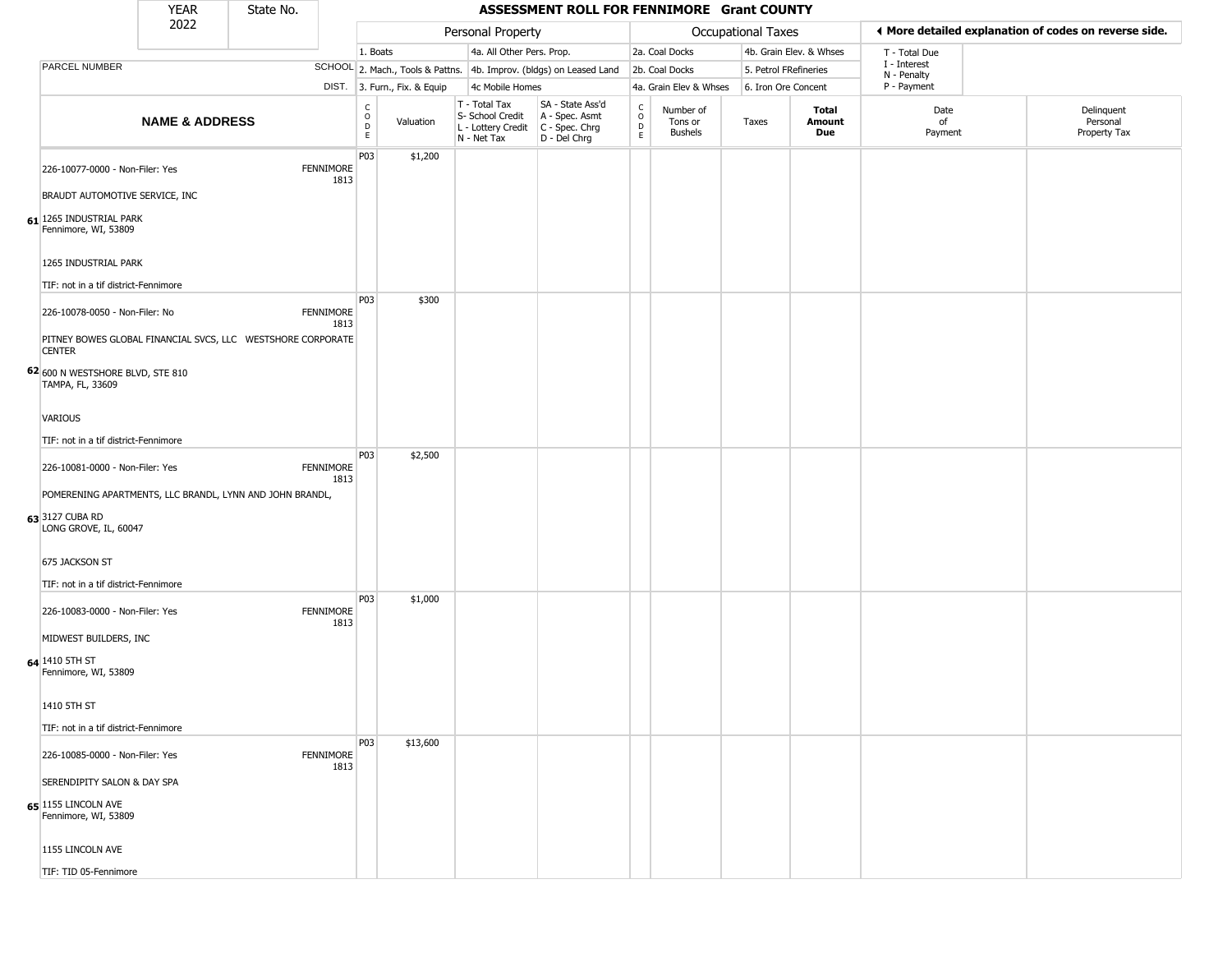| YEAR | State No. | ASSESSMENT ROLL FOR FENNIMORE Grant COUNTY |
|---|---|---|
| 2022 | | |

| | | Personal Property | | | | Occupational Taxes | | | | ◂ More detailed explanation of codes on reverse side. | |
|---|---|---|---|---|---|---|---|---|---|---|---|
| | | 1. Boats | | 4a. All Other Pers. Prop. | | 2a. Coal Docks | | 4b. Grain Elev. & Whses | | T - Total Due | |
| PARCEL NUMBER | SCHOOL | 2. Mach., Tools & Pattns. | | 4b. Improv. (bldgs) on Leased Land | | 2b. Coal Docks | | 5. Petrol FRefineries | | I - Interest N - Penalty | |
| | DIST. | 3. Furn., Fix. & Equip | | 4c Mobile Homes | | 4a. Grain Elev & Whses | | 6. Iron Ore Concent | | P - Payment | |
| **NAME & ADDRESS** | | CODE | Valuation | T - Total Tax S- School Credit L - Lottery Credit N - Net Tax | SA - State Ass'd A - Spec. Asmt C - Spec. Chrg D - Del Chrg | CODE | Number of Tons or Bushels | Taxes | **Total Amount Due** | Date of Payment | Delinquent Personal Property Tax |
| **61** 226-10077-0000 - Non-Filer: Yes<br>BRAUDT AUTOMOTIVE SERVICE, INC<br>1265 INDUSTRIAL PARK<br>Fennimore, WI, 53809<br>1265 INDUSTRIAL PARK<br>TIF: not in a tif district-Fennimore | FENNIMORE 1813 | P03 | $1,200 | | | | | | | | |
| **62** 226-10078-0050 - Non-Filer: No<br>PITNEY BOWES GLOBAL FINANCIAL SVCS, LLC WESTSHORE CORPORATE CENTER<br>600 N WESTSHORE BLVD, STE 810<br>TAMPA, FL, 33609<br>VARIOUS<br>TIF: not in a tif district-Fennimore | FENNIMORE 1813 | P03 | $300 | | | | | | | | |
| **63** 226-10081-0000 - Non-Filer: Yes<br>POMERENING APARTMENTS, LLC BRANDL, LYNN AND JOHN BRANDL,<br>3127 CUBA RD<br>LONG GROVE, IL, 60047<br>675 JACKSON ST<br>TIF: not in a tif district-Fennimore | FENNIMORE 1813 | P03 | $2,500 | | | | | | | | |
| **64** 226-10083-0000 - Non-Filer: Yes<br>MIDWEST BUILDERS, INC<br>1410 5TH ST<br>Fennimore, WI, 53809<br>1410 5TH ST<br>TIF: not in a tif district-Fennimore | FENNIMORE 1813 | P03 | $1,000 | | | | | | | | |
| **65** 226-10085-0000 - Non-Filer: Yes<br>SERENDIPITY SALON & DAY SPA<br>1155 LINCOLN AVE<br>Fennimore, WI, 53809<br>1155 LINCOLN AVE<br>TIF: TID 05-Fennimore | FENNIMORE 1813 | P03 | $13,600 | | | | | | | | |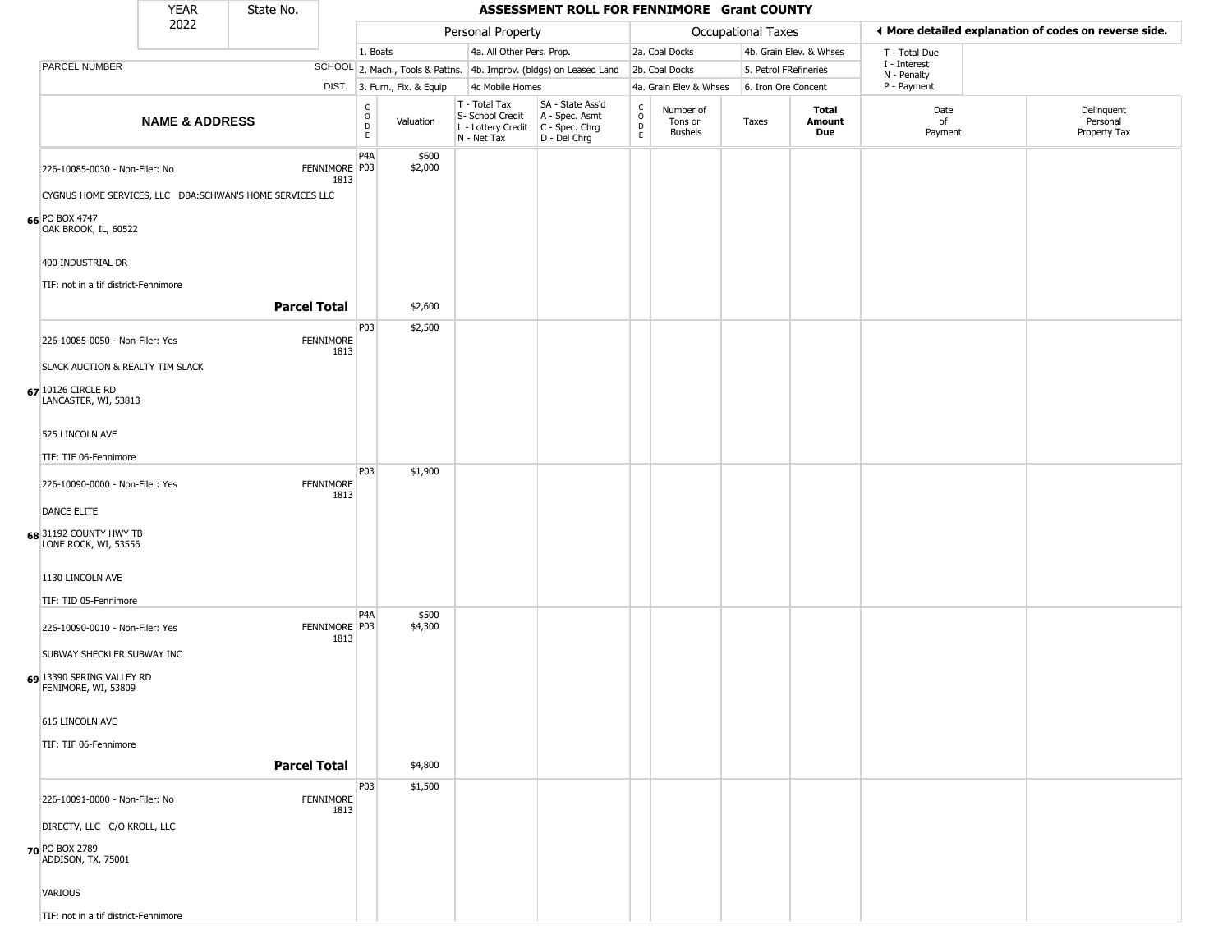| YEAR 2022 | State No. | **ASSESSMENT ROLL FOR FENNIMORE Grant COUNTY** | | | | | | | | | | |
|---|---|---|---|---|---|---|---|---|---|---|---|---|
| | | Personal Property | | | | Occupational Taxes | | | | ◀ More detailed explanation of codes on reverse side. | | |
| PARCEL NUMBER | SCHOOL DIST. | 1. Boats<br>2. Mach., Tools & Pattns.<br>3. Furn., Fix. & Equip | | 4a. All Other Pers. Prop.<br>4b. Improv. (bldgs) on Leased Land<br>4c Mobile Homes | | 2a. Coal Docks<br>2b. Coal Docks<br>4a. Grain Elev & Whses | | 4b. Grain Elev. & Whses<br>5. Petrol FRefineries<br>6. Iron Ore Concent | | T - Total Due<br>I - Interest<br>N - Penalty<br>P - Payment | | |
| **NAME & ADDRESS** | | CODE | Valuation | T - Total Tax<br>S- School Credit<br>L - Lottery Credit<br>N - Net Tax | SA - State Ass'd<br>A - Spec. Asmt<br>C - Spec. Chrg<br>D - Del Chrg | CODE | Number of Tons or Bushels | Taxes | **Total Amount Due** | Date of Payment | Delinquent Personal Property Tax | |
| **66** 226-10085-0030 - Non-Filer: No<br>CYGNUS HOME SERVICES, LLC DBA:SCHWAN'S HOME SERVICES LLC<br>PO BOX 4747<br>OAK BROOK, IL, 60522<br>400 INDUSTRIAL DR<br>TIF: not in a tif district-Fennimore | FENNIMORE 1813 | P4A<br>P03 | $600<br>$2,000 | | | | | | | | | |
| **Parcel Total** | | | $2,600 | | | | | | | | | |
| **67** 226-10085-0050 - Non-Filer: Yes<br>SLACK AUCTION & REALTY TIM SLACK<br>10126 CIRCLE RD<br>LANCASTER, WI, 53813<br>525 LINCOLN AVE<br>TIF: TIF 06-Fennimore | FENNIMORE 1813 | P03 | $2,500 | | | | | | | | | |
| **68** 226-10090-0000 - Non-Filer: Yes<br>DANCE ELITE<br>31192 COUNTY HWY TB<br>LONE ROCK, WI, 53556<br>1130 LINCOLN AVE<br>TIF: TID 05-Fennimore | FENNIMORE 1813 | P03 | $1,900 | | | | | | | | | |
| **69** 226-10090-0010 - Non-Filer: Yes<br>SUBWAY SHECKLER SUBWAY INC<br>13390 SPRING VALLEY RD<br>FENIMORE, WI, 53809<br>615 LINCOLN AVE<br>TIF: TIF 06-Fennimore | FENNIMORE 1813 | P4A<br>P03 | $500<br>$4,300 | | | | | | | | | |
| **Parcel Total** | | | $4,800 | | | | | | | | | |
| **70** 226-10091-0000 - Non-Filer: No<br>DIRECTV, LLC C/O KROLL, LLC<br>PO BOX 2789<br>ADDISON, TX, 75001<br>VARIOUS<br>TIF: not in a tif district-Fennimore | FENNIMORE 1813 | P03 | $1,500 | | | | | | | | | |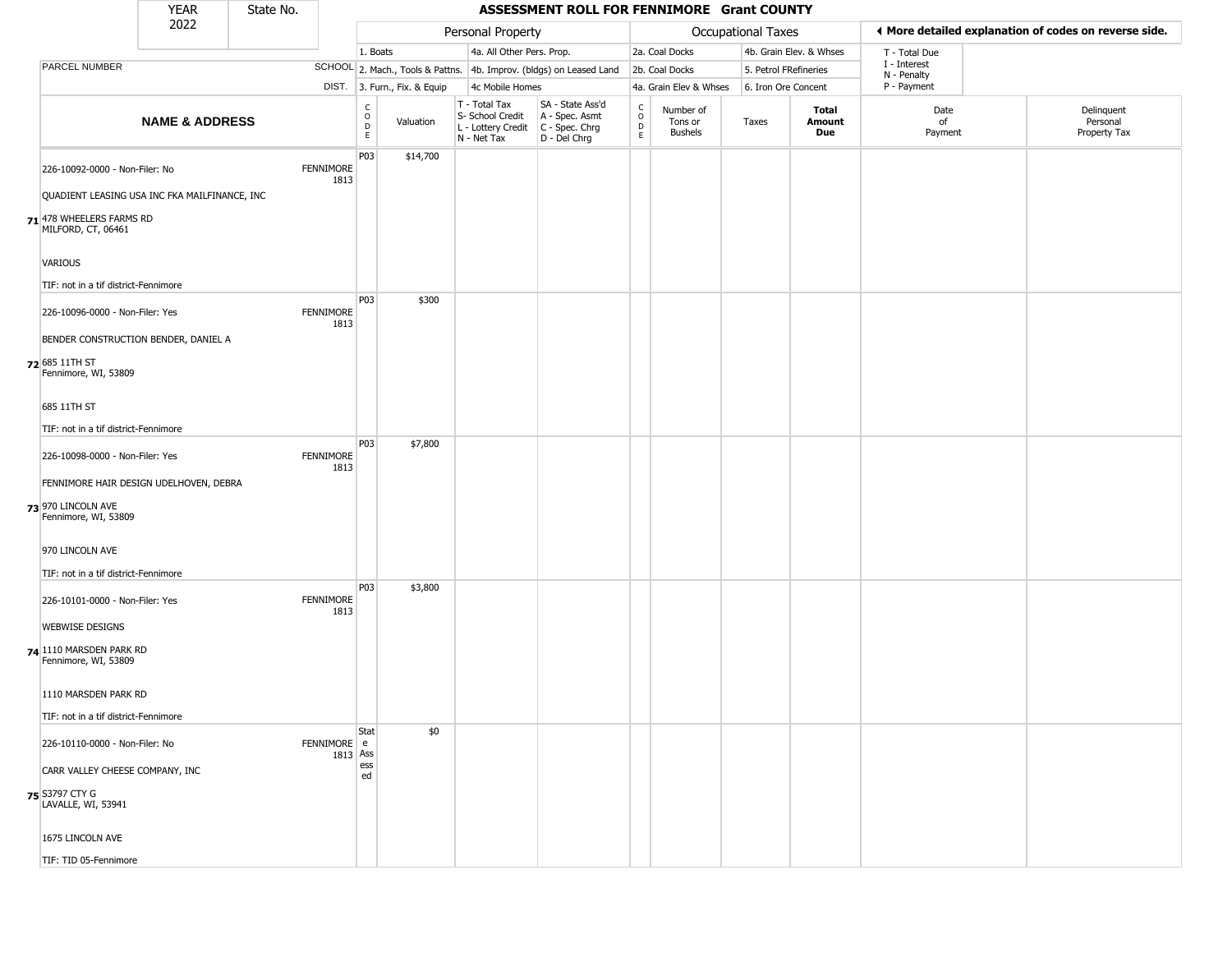| YEAR 2022 | State No. | | **ASSESSMENT ROLL FOR FENNIMORE Grant COUNTY** | | | | | | | | | | |
|---|---|---|---|---|---|---|---|---|---|---|---|---|---|

| | | Personal Property | | | | Occupational Taxes | | | | **◀ More detailed explanation of codes on reverse side.** | |
|---|---|---|---|---|---|---|---|---|---|---|---|
| | | 1. Boats | | 4a. All Other Pers. Prop. | | 2a. Coal Docks | | 4b. Grain Elev. & Whses | | T - Total Due | |
| PARCEL NUMBER | SCHOOL | 2. Mach., Tools & Pattns. | | 4b. Improv. (bldgs) on Leased Land | | 2b. Coal Docks | | 5. Petrol FRefineries | | I - Interest, N - Penalty | |
| | DIST. | 3. Furn., Fix. & Equip | | 4c Mobile Homes | | 4a. Grain Elev & Whses | | 6. Iron Ore Concent | | P - Payment | |

| | **NAME & ADDRESS** | | CODE | Valuation | T - Total Tax, S- School Credit, L - Lottery Credit, N - Net Tax | SA - State Ass'd, A - Spec. Asmt, C - Spec. Chrg, D - Del Chrg | CODE | Number of Tons or Bushels | Taxes | **Total Amount Due** | Date of Payment | Delinquent Personal Property Tax |
|---|---|---|---|---|---|---|---|---|---|---|---|---|
| 71 | 226-10092-0000 - Non-Filer: No<br>QUADIENT LEASING USA INC FKA MAILFINANCE, INC<br>478 WHEELERS FARMS RD<br>MILFORD, CT, 06461<br>VARIOUS<br>TIF: not in a tif district-Fennimore | FENNIMORE 1813 | P03 | $14,700 | | | | | | | | |
| 72 | 226-10096-0000 - Non-Filer: Yes<br>BENDER CONSTRUCTION BENDER, DANIEL A<br>685 11TH ST<br>Fennimore, WI, 53809<br>685 11TH ST<br>TIF: not in a tif district-Fennimore | FENNIMORE 1813 | P03 | $300 | | | | | | | | |
| 73 | 226-10098-0000 - Non-Filer: Yes<br>FENNIMORE HAIR DESIGN UDELHOVEN, DEBRA<br>970 LINCOLN AVE<br>Fennimore, WI, 53809<br>970 LINCOLN AVE<br>TIF: not in a tif district-Fennimore | FENNIMORE 1813 | P03 | $7,800 | | | | | | | | |
| 74 | 226-10101-0000 - Non-Filer: Yes<br>WEBWISE DESIGNS<br>1110 MARSDEN PARK RD<br>Fennimore, WI, 53809<br>1110 MARSDEN PARK RD<br>TIF: not in a tif district-Fennimore | FENNIMORE 1813 | P03 | $3,800 | | | | | | | | |
| 75 | 226-10110-0000 - Non-Filer: No<br>CARR VALLEY CHEESE COMPANY, INC<br>S3797 CTY G<br>LAVALLE, WI, 53941<br>1675 LINCOLN AVE<br>TIF: TID 05-Fennimore | FENNIMORE 1813 | State Assessed | $0 | | | | | | | | |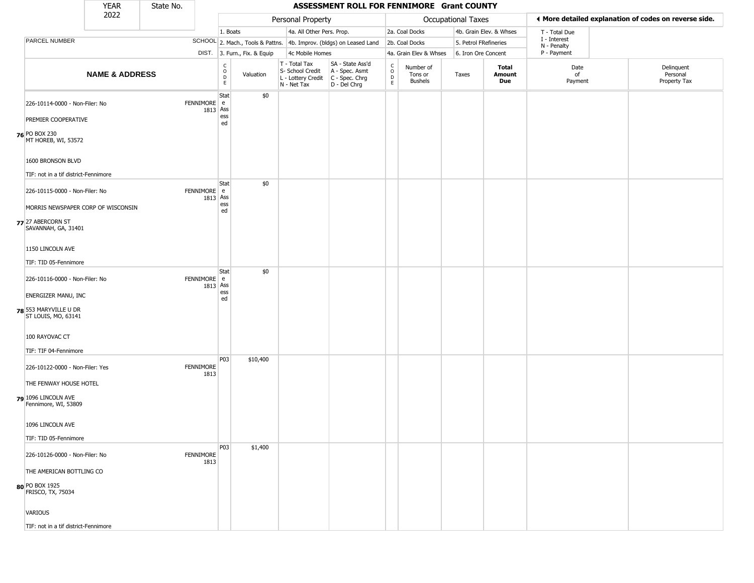# ASSESSMENT ROLL FOR FENNIMORE Grant COUNTY

| YEAR | State No. |
|---|---|
| 2022 | |

| | Personal Property | | | Occupational Taxes | | ◄ More detailed explanation of codes on reverse side. |
|---|---|---|---|---|---|---|
| | 1. Boats | 4a. All Other Pers. Prop. | 2a. Coal Docks | 4b. Grain Elev. & Whses | T - Total Due |
| PARCEL NUMBER SCHOOL | 2. Mach., Tools & Pattns. | 4b. Improv. (bldgs) on Leased Land | 2b. Coal Docks | 5. Petrol FRefineries | I - Interest |
| DIST. | 3. Furn., Fix. & Equip | 4c Mobile Homes | 4a. Grain Elev & Whses | 6. Iron Ore Concent | N - Penalty |
| | | | | | P - Payment |

| | NAME & ADDRESS | | CODE | Valuation | T - Total Tax S- School Credit L - Lottery Credit N - Net Tax | SA - State Ass'd A - Spec. Asmt C - Spec. Chrg D - Del Chrg | CODE | Number of Tons or Bushels | Taxes | Total Amount Due | Date of Payment | Delinquent Personal Property Tax |
|---|---|---|---|---|---|---|---|---|---|---|---|---|
| 76 | 226-10114-0000 - Non-Filer: No<br>PREMIER COOPERATIVE<br>PO BOX 230<br>MT HOREB, WI, 53572<br>1600 BRONSON BLVD<br>TIF: not in a tif district-Fennimore | FENNIMORE 1813 | State Assessed | $0 | | | | | | | | |
| 77 | 226-10115-0000 - Non-Filer: No<br>MORRIS NEWSPAPER CORP OF WISCONSIN<br>27 ABERCORN ST<br>SAVANNAH, GA, 31401<br>1150 LINCOLN AVE<br>TIF: TID 05-Fennimore | FENNIMORE 1813 | State Assessed | $0 | | | | | | | | |
| 78 | 226-10116-0000 - Non-Filer: No<br>ENERGIZER MANU, INC<br>553 MARYVILLE U DR<br>ST LOUIS, MO, 63141<br>100 RAYOVAC CT<br>TIF: TIF 04-Fennimore | FENNIMORE 1813 | State Assessed | $0 | | | | | | | | |
| 79 | 226-10122-0000 - Non-Filer: Yes<br>THE FENWAY HOUSE HOTEL<br>1096 LINCOLN AVE<br>Fennimore, WI, 53809<br>1096 LINCOLN AVE<br>TIF: TID 05-Fennimore | FENNIMORE 1813 | P03 | $10,400 | | | | | | | | |
| 80 | 226-10126-0000 - Non-Filer: No<br>THE AMERICAN BOTTLING CO<br>PO BOX 1925<br>FRISCO, TX, 75034<br>VARIOUS<br>TIF: not in a tif district-Fennimore | FENNIMORE 1813 | P03 | $1,400 | | | | | | | | |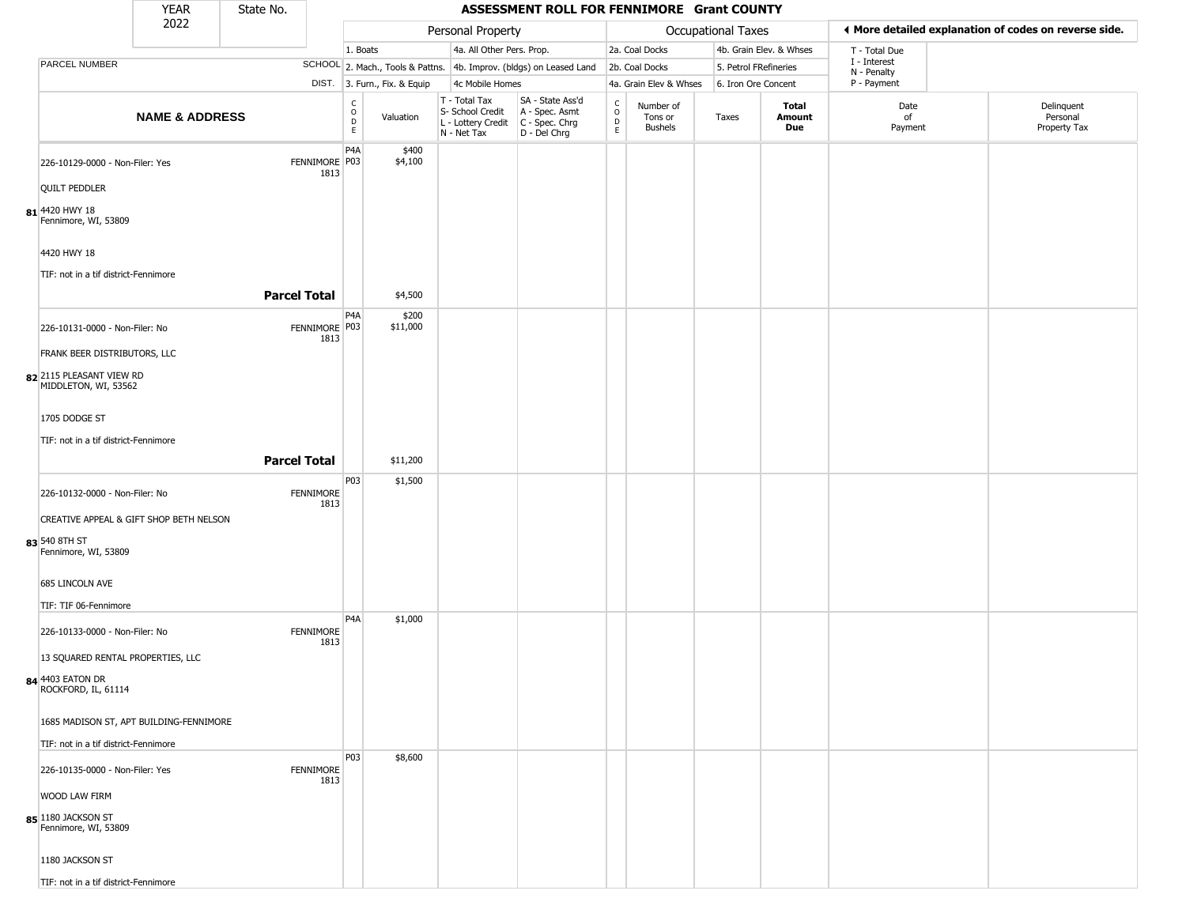# ASSESSMENT ROLL FOR FENNIMORE Grant COUNTY

YEAR 2022 | State No.

| | | Personal Property | | | | Occupational Taxes | | | | ◄ More detailed explanation of codes on reverse side. | |
|---|---|---|---|---|---|---|---|---|---|---|---|
| | | 1. Boats | | 4a. All Other Pers. Prop. | | 2a. Coal Docks | | 4b. Grain Elev. & Whses | | T - Total Due | |
| PARCEL NUMBER | SCHOOL | 2. Mach., Tools & Pattns. | | 4b. Improv. (bldgs) on Leased Land | | 2b. Coal Docks | | 5. Petrol FRefineries | | I - Interest<br>N - Penalty | |
| | DIST. | 3. Furn., Fix. & Equip | | 4c Mobile Homes | | 4a. Grain Elev & Whses | | 6. Iron Ore Concent | | P - Payment | |
| NAME & ADDRESS | | CODE | Valuation | T - Total Tax<br>S- School Credit<br>L - Lottery Credit<br>N - Net Tax | SA - State Ass'd<br>A - Spec. Asmt<br>C - Spec. Chrg<br>D - Del Chrg | CODE | Number of Tons or Bushels | Taxes | Total Amount Due | Date of Payment | Delinquent Personal Property Tax |
| 226-10129-0000 - Non-Filer: Yes<br>QUILT PEDDLER<br>**81** 4420 HWY 18<br>Fennimore, WI, 53809<br><br>4420 HWY 18<br><br>TIF: not in a tif district-Fennimore | FENNIMORE 1813 | P4A<br>P03 | $400<br>$4,100 | | | | | | | | |
| **Parcel Total** | | | $4,500 | | | | | | | | |
| 226-10131-0000 - Non-Filer: No<br>FRANK BEER DISTRIBUTORS, LLC<br>**82** 2115 PLEASANT VIEW RD<br>MIDDLETON, WI, 53562<br><br>1705 DODGE ST<br><br>TIF: not in a tif district-Fennimore | FENNIMORE 1813 | P4A<br>P03 | $200<br>$11,000 | | | | | | | | |
| **Parcel Total** | | | $11,200 | | | | | | | | |
| 226-10132-0000 - Non-Filer: No<br>CREATIVE APPEAL & GIFT SHOP BETH NELSON<br>**83** 540 8TH ST<br>Fennimore, WI, 53809<br><br>685 LINCOLN AVE<br><br>TIF: TIF 06-Fennimore | FENNIMORE 1813 | P03 | $1,500 | | | | | | | | |
| 226-10133-0000 - Non-Filer: No<br>13 SQUARED RENTAL PROPERTIES, LLC<br>**84** 4403 EATON DR<br>ROCKFORD, IL, 61114<br><br>1685 MADISON ST, APT BUILDING-FENNIMORE<br><br>TIF: not in a tif district-Fennimore | FENNIMORE 1813 | P4A | $1,000 | | | | | | | | |
| 226-10135-0000 - Non-Filer: Yes<br>WOOD LAW FIRM<br>**85** 1180 JACKSON ST<br>Fennimore, WI, 53809<br><br>1180 JACKSON ST<br><br>TIF: not in a tif district-Fennimore | FENNIMORE 1813 | P03 | $8,600 | | | | | | | | |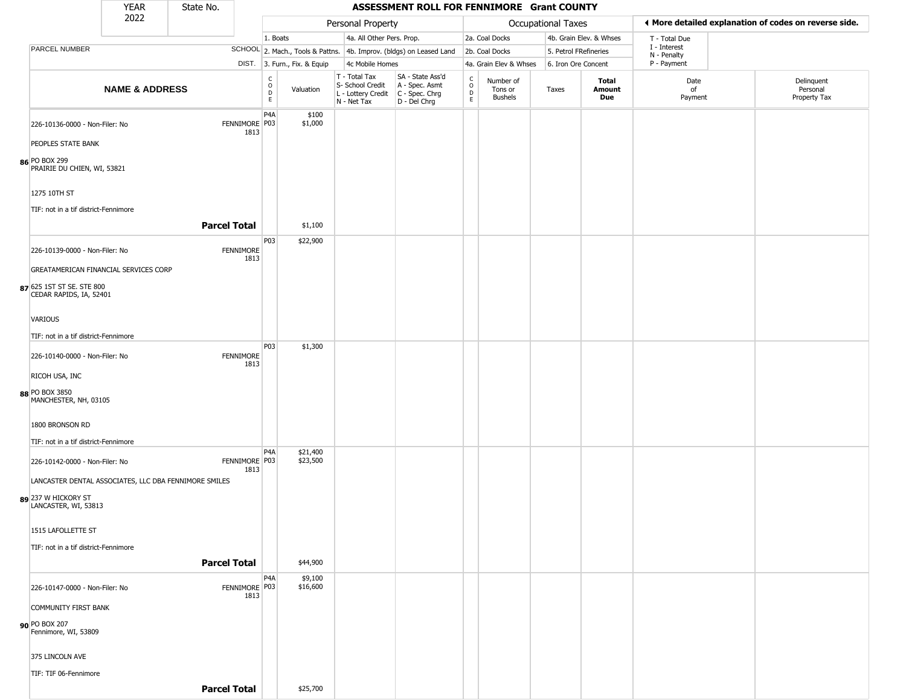| YEAR 2022 | State No. | ASSESSMENT ROLL FOR FENNIMORE Grant COUNTY |
|---|---|---|

| | Personal Property | | | | Occupational Taxes | | | | More detailed explanation of codes on reverse side. |
|---|---|---|---|---|---|---|---|---|---|
| PARCEL NUMBER | SCHOOL | 1. Boats | 4a. All Other Pers. Prop. | | 2a. Coal Docks | 4b. Grain Elev. & Whses | | | T - Total Due, I - Interest, N - Penalty, P - Payment |
| | DIST. | 2. Mach., Tools & Pattns. | 4b. Improv. (bldgs) on Leased Land | | 2b. Coal Docks | 5. Petrol FRefineries | | | |
| | | 3. Furn., Fix. & Equip | 4c Mobile Homes | | 4a. Grain Elev & Whses | 6. Iron Ore Concent | | | |

| | NAME & ADDRESS | SCHOOL DIST. | CODE | Valuation | T - Total Tax S- School Credit L - Lottery Credit N - Net Tax | SA - State Ass'd A - Spec. Asmt C - Spec. Chrg D - Del Chrg | CODE | Number of Tons or Bushels | Taxes | Total Amount Due | Date of Payment | Delinquent Personal Property Tax |
|---|---|---|---|---|---|---|---|---|---|---|---|---|
| 86 | 226-10136-0000 - Non-Filer: No<br>PEOPLES STATE BANK<br>PO BOX 299<br>PRAIRIE DU CHIEN, WI, 53821<br>1275 10TH ST<br>TIF: not in a tif district-Fennimore | FENNIMORE 1813 | P4A<br>P03 | $100<br>$1,000 | | | | | | | | |
| | **Parcel Total** | | | $1,100 | | | | | | | | |
| 87 | 226-10139-0000 - Non-Filer: No<br>GREATAMERICAN FINANCIAL SERVICES CORP<br>625 1ST ST SE. STE 800<br>CEDAR RAPIDS, IA, 52401<br>VARIOUS<br>TIF: not in a tif district-Fennimore | FENNIMORE 1813 | P03 | $22,900 | | | | | | | | |
| 88 | 226-10140-0000 - Non-Filer: No<br>RICOH USA, INC<br>PO BOX 3850<br>MANCHESTER, NH, 03105<br>1800 BRONSON RD<br>TIF: not in a tif district-Fennimore | FENNIMORE 1813 | P03 | $1,300 | | | | | | | | |
| 89 | 226-10142-0000 - Non-Filer: No<br>LANCASTER DENTAL ASSOCIATES, LLC DBA FENNIMORE SMILES<br>237 W HICKORY ST<br>LANCASTER, WI, 53813<br>1515 LAFOLLETTE ST<br>TIF: not in a tif district-Fennimore | FENNIMORE 1813 | P4A<br>P03 | $21,400<br>$23,500 | | | | | | | | |
| | **Parcel Total** | | | $44,900 | | | | | | | | |
| 90 | 226-10147-0000 - Non-Filer: No<br>COMMUNITY FIRST BANK<br>PO BOX 207<br>Fennimore, WI, 53809<br>375 LINCOLN AVE<br>TIF: TIF 06-Fennimore | FENNIMORE 1813 | P4A<br>P03 | $9,100<br>$16,600 | | | | | | | | |
| | **Parcel Total** | | | $25,700 | | | | | | | | |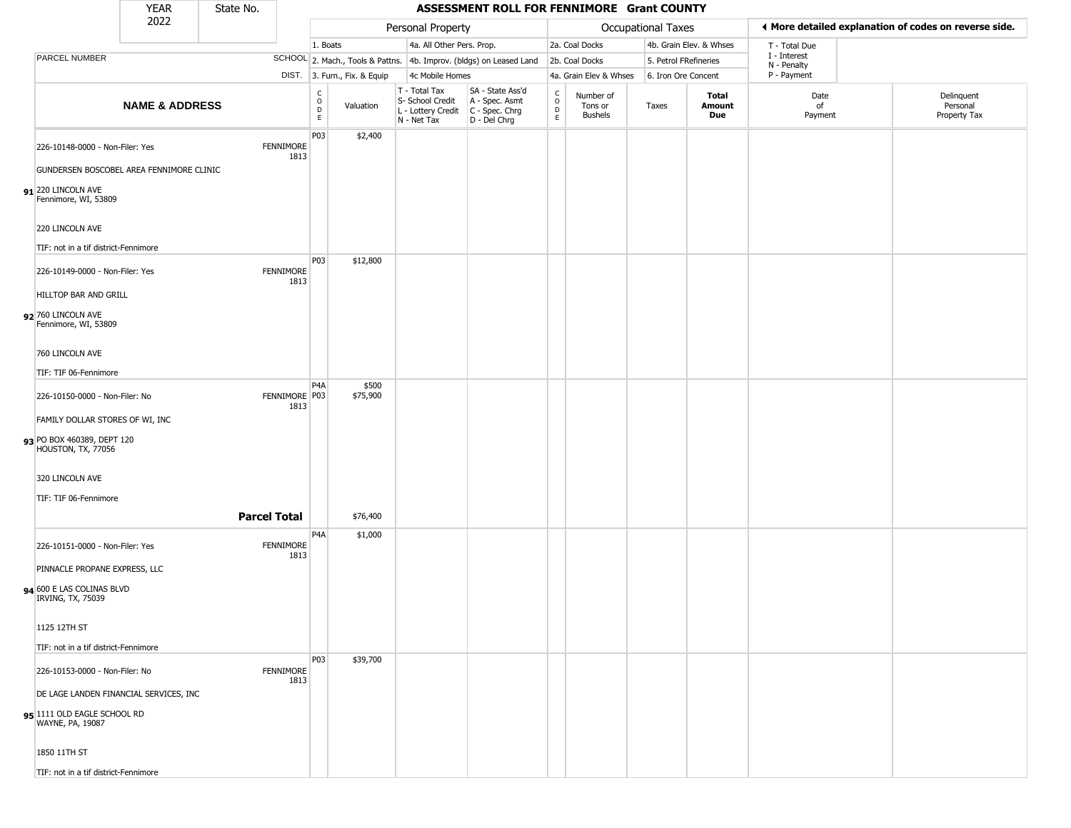# ASSESSMENT ROLL FOR FENNIMORE Grant COUNTY

| YEAR | State No. |
|---|---|
| 2022 | |

| Personal Property | | | Occupational Taxes | | | ◄ More detailed explanation of codes on reverse side. |
|---|---|---|---|---|---|---|
| 1. Boats | 4a. All Other Pers. Prop. | | 2a. Coal Docks | 4b. Grain Elev. & Whses | | T - Total Due |
| 2. Mach., Tools & Pattns. | 4b. Improv. (bldgs) on Leased Land | | 2b. Coal Docks | 5. Petrol FRefineries | | I - Interest<br>N - Penalty |
| 3. Furn., Fix. & Equip | 4c Mobile Homes | | 4a. Grain Elev & Whses | 6. Iron Ore Concent | | P - Payment |

| | PARCEL NUMBER / NAME & ADDRESS | SCHOOL DIST. | CODE | Valuation | T - Total Tax<br>S- School Credit<br>L - Lottery Credit<br>N - Net Tax | SA - State Ass'd<br>A - Spec. Asmt<br>C - Spec. Chrg<br>D - Del Chrg | CODE | Number of Tons or Bushels | Taxes | Total Amount Due | Date of Payment | Delinquent Personal Property Tax |
|---|---|---|---|---|---|---|---|---|---|---|---|---|
| 91 | 226-10148-0000 - Non-Filer: Yes<br>GUNDERSEN BOSCOBEL AREA FENNIMORE CLINIC<br>220 LINCOLN AVE<br>Fennimore, WI, 53809<br>220 LINCOLN AVE<br>TIF: not in a tif district-Fennimore | FENNIMORE 1813 | P03 | $2,400 | | | | | | | | |
| 92 | 226-10149-0000 - Non-Filer: Yes<br>HILLTOP BAR AND GRILL<br>760 LINCOLN AVE<br>Fennimore, WI, 53809<br>760 LINCOLN AVE<br>TIF: TIF 06-Fennimore | FENNIMORE 1813 | P03 | $12,800 | | | | | | | | |
| 93 | 226-10150-0000 - Non-Filer: No<br>FAMILY DOLLAR STORES OF WI, INC<br>PO BOX 460389, DEPT 120<br>HOUSTON, TX, 77056<br>320 LINCOLN AVE<br>TIF: TIF 06-Fennimore | FENNIMORE 1813 | P4A<br>P03 | $500<br>$75,900 | | | | | | | | |
| | **Parcel Total** | | | $76,400 | | | | | | | | |
| 94 | 226-10151-0000 - Non-Filer: Yes<br>PINNACLE PROPANE EXPRESS, LLC<br>600 E LAS COLINAS BLVD<br>IRVING, TX, 75039<br>1125 12TH ST<br>TIF: not in a tif district-Fennimore | FENNIMORE 1813 | P4A | $1,000 | | | | | | | | |
| 95 | 226-10153-0000 - Non-Filer: No<br>DE LAGE LANDEN FINANCIAL SERVICES, INC<br>1111 OLD EAGLE SCHOOL RD<br>WAYNE, PA, 19087<br>1850 11TH ST<br>TIF: not in a tif district-Fennimore | FENNIMORE 1813 | P03 | $39,700 | | | | | | | | |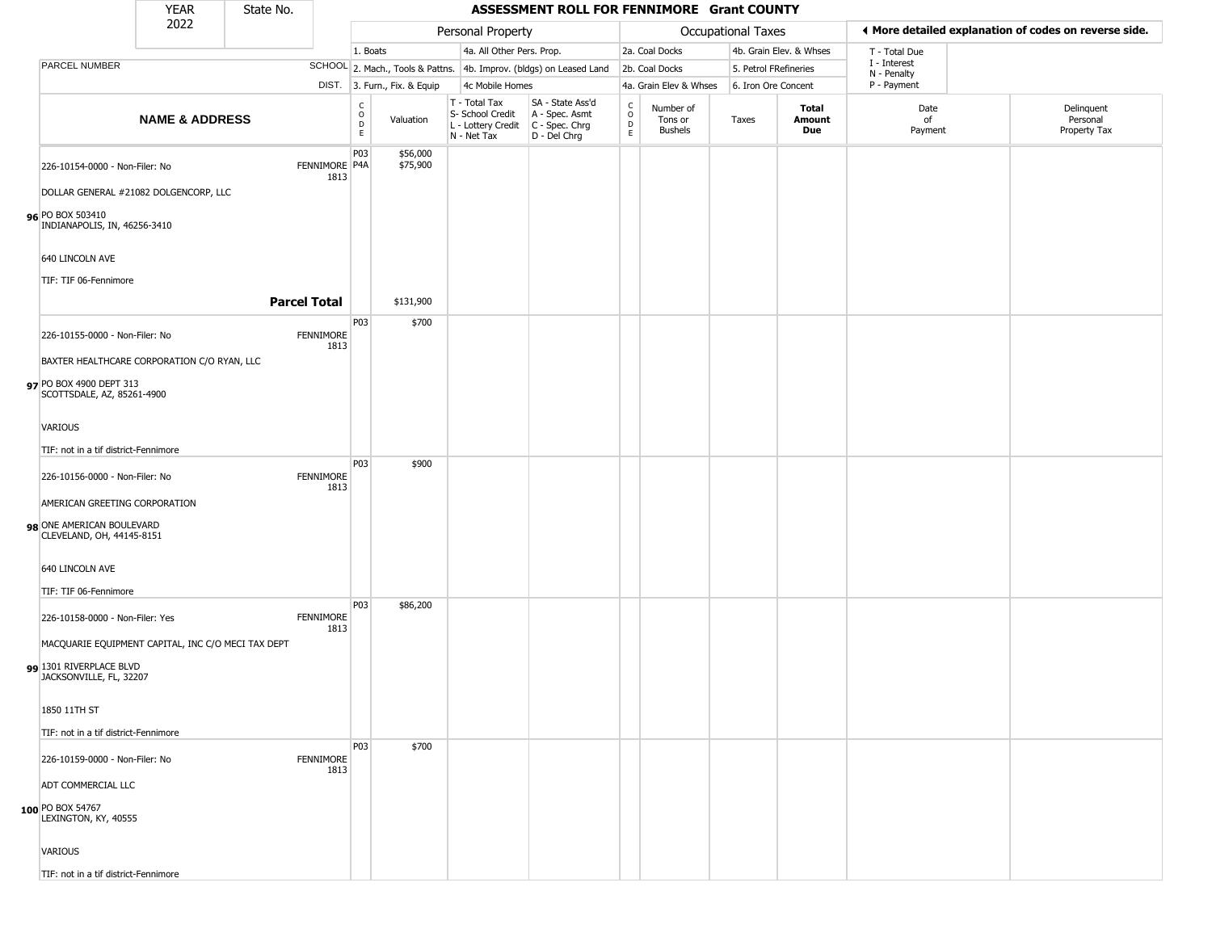| YEAR 2022 | State No. | ASSESSMENT ROLL FOR FENNIMORE Grant COUNTY |
|---|---|---|

| | | Personal Property | | | | Occupational Taxes | | | | ◂ More detailed explanation of codes on reverse side. | |
|---|---|---|---|---|---|---|---|---|---|---|---|
| PARCEL NUMBER | SCHOOL DIST. | 1. Boats<br>2. Mach., Tools & Pattns.<br>3. Furn., Fix. & Equip | | 4a. All Other Pers. Prop.<br>4b. Improv. (bldgs) on Leased Land<br>4c Mobile Homes | | 2a. Coal Docks<br>2b. Coal Docks<br>4a. Grain Elev & Whses | | 4b. Grain Elev. & Whses<br>5. Petrol FRefineries<br>6. Iron Ore Concent | | T - Total Due<br>I - Interest<br>N - Penalty<br>P - Payment | |
| **NAME & ADDRESS** | | CODE | Valuation | T - Total Tax<br>S- School Credit<br>L - Lottery Credit<br>N - Net Tax | SA - State Ass'd<br>A - Spec. Asmt<br>C - Spec. Chrg<br>D - Del Chrg | CODE | Number of Tons or Bushels | Taxes | **Total Amount Due** | Date of Payment | Delinquent Personal Property Tax |
| 226-10154-0000 - Non-Filer: No<br>DOLLAR GENERAL #21082 DOLGENCORP, LLC<br>96 PO BOX 503410<br>INDIANAPOLIS, IN, 46256-3410<br>640 LINCOLN AVE<br>TIF: TIF 06-Fennimore | FENNIMORE 1813 | P03<br>P4A | $56,000<br>$75,900 | | | | | | | | |
| | **Parcel Total** | | $131,900 | | | | | | | | |
| 226-10155-0000 - Non-Filer: No<br>BAXTER HEALTHCARE CORPORATION C/O RYAN, LLC<br>97 PO BOX 4900 DEPT 313<br>SCOTTSDALE, AZ, 85261-4900<br>VARIOUS<br>TIF: not in a tif district-Fennimore | FENNIMORE 1813 | P03 | $700 | | | | | | | | |
| 226-10156-0000 - Non-Filer: No<br>AMERICAN GREETING CORPORATION<br>98 ONE AMERICAN BOULEVARD<br>CLEVELAND, OH, 44145-8151<br>640 LINCOLN AVE<br>TIF: TIF 06-Fennimore | FENNIMORE 1813 | P03 | $900 | | | | | | | | |
| 226-10158-0000 - Non-Filer: Yes<br>MACQUARIE EQUIPMENT CAPITAL, INC C/O MECI TAX DEPT<br>99 1301 RIVERPLACE BLVD<br>JACKSONVILLE, FL, 32207<br>1850 11TH ST<br>TIF: not in a tif district-Fennimore | FENNIMORE 1813 | P03 | $86,200 | | | | | | | | |
| 226-10159-0000 - Non-Filer: No<br>ADT COMMERCIAL LLC<br>100 PO BOX 54767<br>LEXINGTON, KY, 40555<br>VARIOUS<br>TIF: not in a tif district-Fennimore | FENNIMORE 1813 | P03 | $700 | | | | | | | | |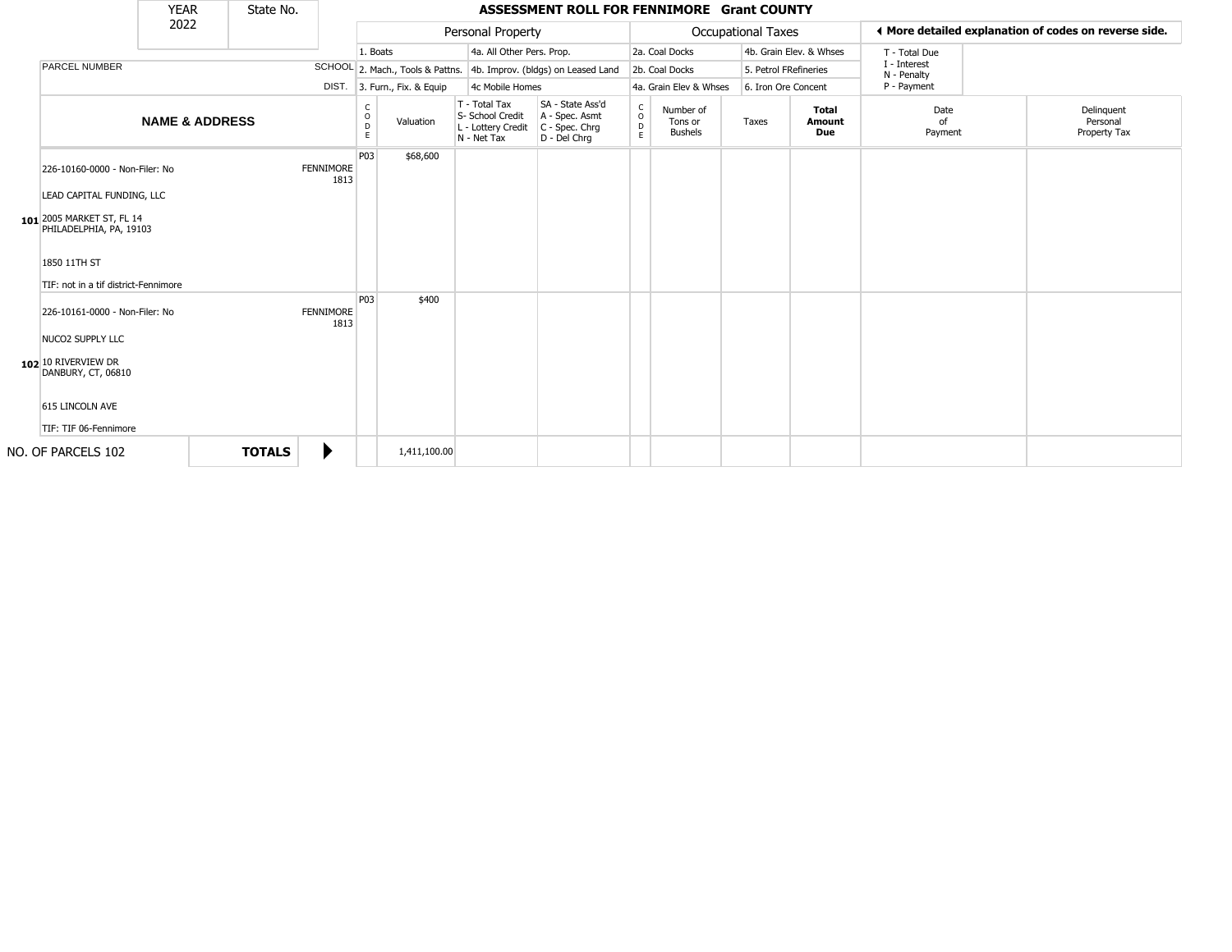| YEAR 2022 | State No. | | ASSESSMENT ROLL FOR FENNIMORE Grant COUNTY | | | | | | | | | |
|---|---|---|---|---|---|---|---|---|---|---|---|---|

| | | Personal Property | | | | Occupational Taxes | | | | ◀ More detailed explanation of codes on reverse side. | | |
|---|---|---|---|---|---|---|---|---|---|---|---|---|
| | | 1. Boats | | 4a. All Other Pers. Prop. | | 2a. Coal Docks | | 4b. Grain Elev. & Whses | | T - Total Due<br>I - Interest<br>N - Penalty<br>P - Payment | | |
| PARCEL NUMBER | SCHOOL | 2. Mach., Tools & Pattns. | | 4b. Improv. (bldgs) on Leased Land | | 2b. Coal Docks | | 5. Petrol FRefineries | | | | |
| | DIST. | 3. Furn., Fix. & Equip | | 4c Mobile Homes | | 4a. Grain Elev & Whses | | 6. Iron Ore Concent | | | | |
| **NAME & ADDRESS** | | CODE | Valuation | T - Total Tax<br>S- School Credit<br>L - Lottery Credit<br>N - Net Tax | SA - State Ass'd<br>A - Spec. Asmt<br>C - Spec. Chrg<br>D - Del Chrg | CODE | Number of Tons or Bushels | Taxes | **Total Amount Due** | Date of Payment | Delinquent Personal Property Tax | |
| **101** 226-10160-0000 - Non-Filer: No<br>LEAD CAPITAL FUNDING, LLC<br>2005 MARKET ST, FL 14<br>PHILADELPHIA, PA, 19103<br>1850 11TH ST<br>TIF: not in a tif district-Fennimore | FENNIMORE 1813 | P03 | $68,600 | | | | | | | | | |
| **102** 226-10161-0000 - Non-Filer: No<br>NUCO2 SUPPLY LLC<br>10 RIVERVIEW DR<br>DANBURY, CT, 06810<br>615 LINCOLN AVE<br>TIF: TIF 06-Fennimore | FENNIMORE 1813 | P03 | $400 | | | | | | | | | |
| NO. OF PARCELS 102 | **TOTALS** ▶ | | 1,411,100.00 | | | | | | | | | |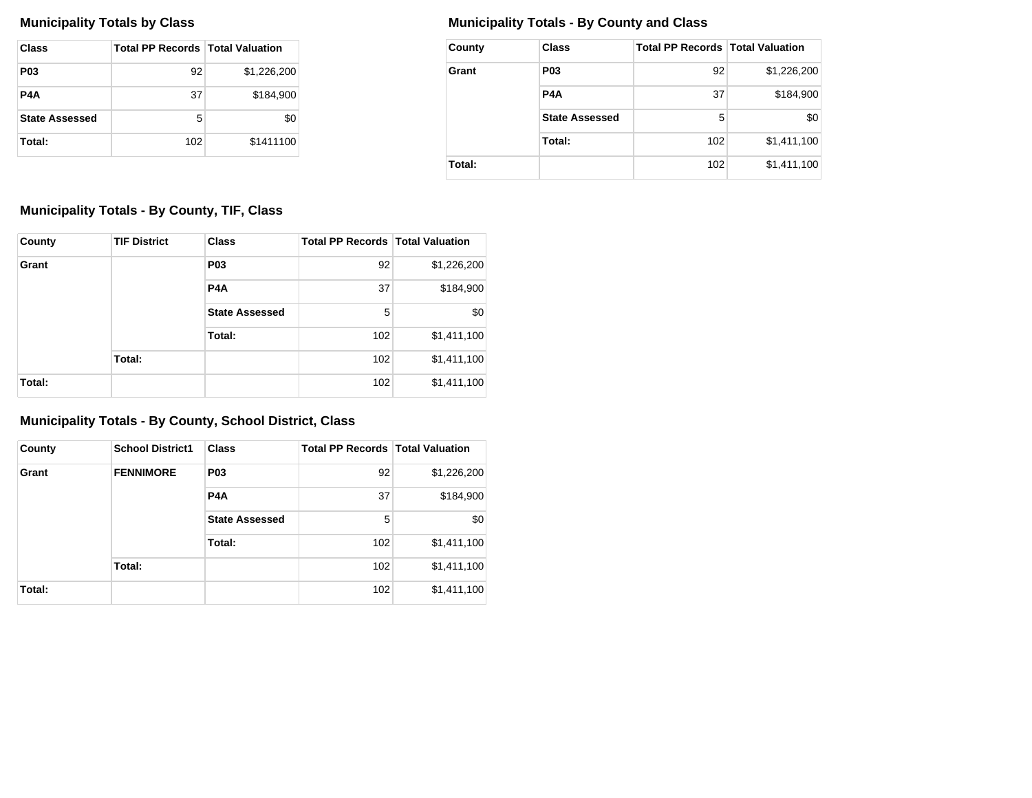### Municipality Totals by Class

| Class | Total PP Records | Total Valuation |
|---|---|---|
| **P03** | 92 | $1,226,200 |
| **P4A** | 37 | $184,900 |
| **State Assessed** | 5 | $0 |
| **Total:** | 102 | $1411100 |

### Municipality Totals - By County and Class

| County | Class | Total PP Records | Total Valuation |
|---|---|---|---|
| **Grant** | **P03** | 92 | $1,226,200 |
| | **P4A** | 37 | $184,900 |
| | **State Assessed** | 5 | $0 |
| | **Total:** | 102 | $1,411,100 |
| **Total:** | | 102 | $1,411,100 |

### Municipality Totals - By County, TIF, Class

| County | TIF District | Class | Total PP Records | Total Valuation |
|---|---|---|---|---|
| **Grant** | | **P03** | 92 | $1,226,200 |
| | | **P4A** | 37 | $184,900 |
| | | **State Assessed** | 5 | $0 |
| | | **Total:** | 102 | $1,411,100 |
| | **Total:** | | 102 | $1,411,100 |
| **Total:** | | | 102 | $1,411,100 |

### Municipality Totals - By County, School District, Class

| County | School District1 | Class | Total PP Records | Total Valuation |
|---|---|---|---|---|
| **Grant** | **FENNIMORE** | **P03** | 92 | $1,226,200 |
| | | **P4A** | 37 | $184,900 |
| | | **State Assessed** | 5 | $0 |
| | | **Total:** | 102 | $1,411,100 |
| | **Total:** | | 102 | $1,411,100 |
| **Total:** | | | 102 | $1,411,100 |